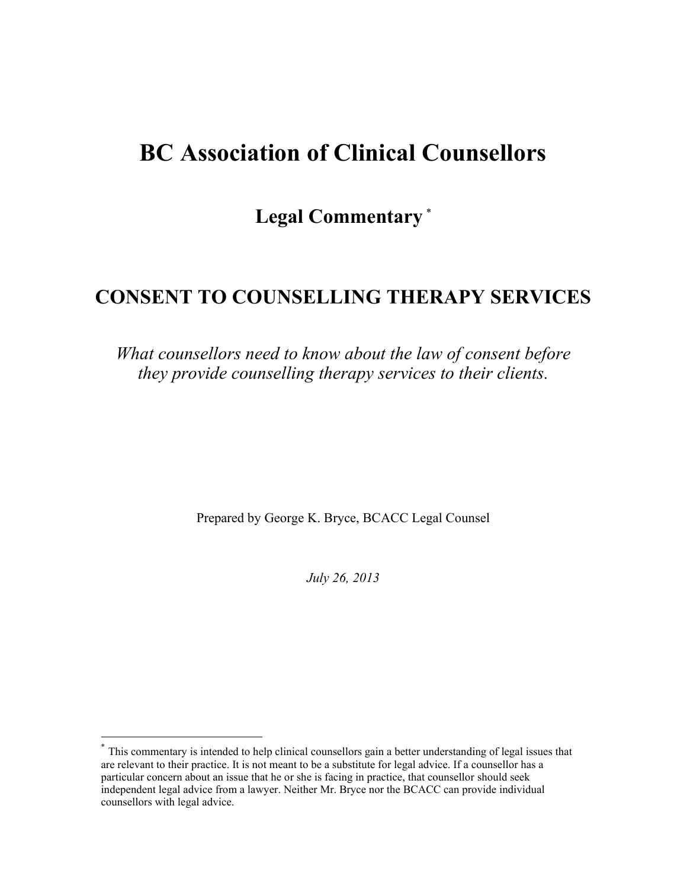# BC Association of Clinical Counsellors

## Legal Commentary [*]

## CONSENT TO COUNSELLING THERAPY SERVICES

*What counsellors need to know about the law of consent before they provide counselling therapy services to their clients.*

Prepared by George K. Bryce, BCACC Legal Counsel

*July 26, 2013*

---

[*] This commentary is intended to help clinical counsellors gain a better understanding of legal issues that are relevant to their practice. It is not meant to be a substitute for legal advice. If a counsellor has a particular concern about an issue that he or she is facing in practice, that counsellor should seek independent legal advice from a lawyer. Neither Mr. Bryce nor the BCACC can provide individual counsellors with legal advice.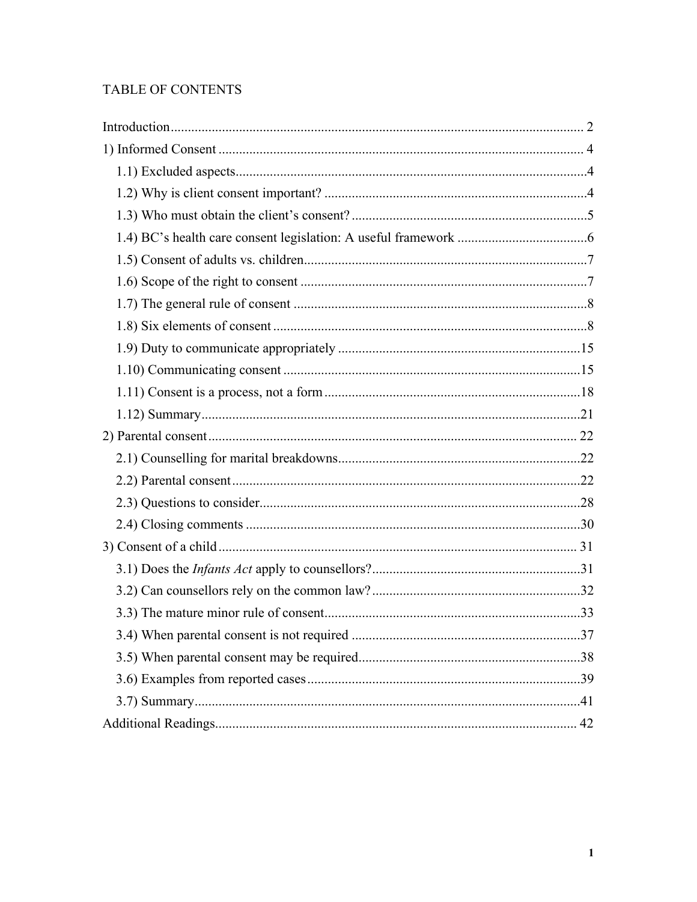# TABLE OF CONTENTS

Introduction ........................................................................ 2

1) Informed Consent ........................................................................ 4

- 1.1) Excluded aspects ........................................................................ 4
- 1.2) Why is client consent important? ........................................................................ 4
- 1.3) Who must obtain the client's consent? ........................................................................ 5
- 1.4) BC's health care consent legislation: A useful framework ........................................................................ 6
- 1.5) Consent of adults vs. children ........................................................................ 7
- 1.6) Scope of the right to consent ........................................................................ 7
- 1.7) The general rule of consent ........................................................................ 8
- 1.8) Six elements of consent ........................................................................ 8
- 1.9) Duty to communicate appropriately ........................................................................ 15
- 1.10) Communicating consent ........................................................................ 15
- 1.11) Consent is a process, not a form ........................................................................ 18
- 1.12) Summary ........................................................................ 21

2) Parental consent ........................................................................ 22

- 2.1) Counselling for marital breakdowns ........................................................................ 22
- 2.2) Parental consent ........................................................................ 22
- 2.3) Questions to consider ........................................................................ 28
- 2.4) Closing comments ........................................................................ 30

3) Consent of a child ........................................................................ 31

- 3.1) Does the *Infants Act* apply to counsellors? ........................................................................ 31
- 3.2) Can counsellors rely on the common law? ........................................................................ 32
- 3.3) The mature minor rule of consent ........................................................................ 33
- 3.4) When parental consent is not required ........................................................................ 37
- 3.5) When parental consent may be required ........................................................................ 38
- 3.6) Examples from reported cases ........................................................................ 39
- 3.7) Summary ........................................................................ 41

Additional Readings ........................................................................ 42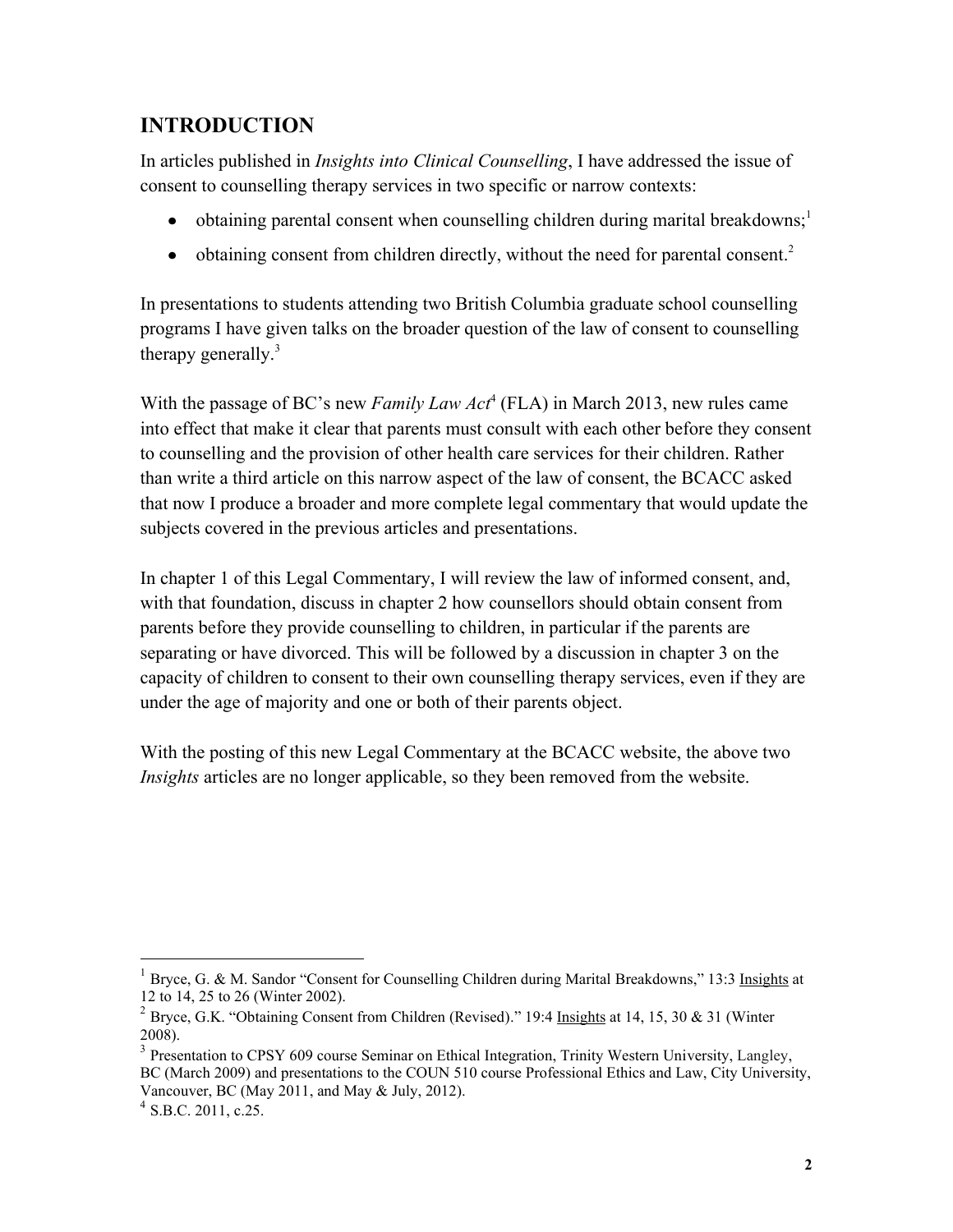## INTRODUCTION

In articles published in *Insights into Clinical Counselling*, I have addressed the issue of consent to counselling therapy services in two specific or narrow contexts:

- obtaining parental consent when counselling children during marital breakdowns;[1]
- obtaining consent from children directly, without the need for parental consent.[2]

In presentations to students attending two British Columbia graduate school counselling programs I have given talks on the broader question of the law of consent to counselling therapy generally.[3]

With the passage of BC's new *Family Law Act*[4] (FLA) in March 2013, new rules came into effect that make it clear that parents must consult with each other before they consent to counselling and the provision of other health care services for their children. Rather than write a third article on this narrow aspect of the law of consent, the BCACC asked that now I produce a broader and more complete legal commentary that would update the subjects covered in the previous articles and presentations.

In chapter 1 of this Legal Commentary, I will review the law of informed consent, and, with that foundation, discuss in chapter 2 how counsellors should obtain consent from parents before they provide counselling to children, in particular if the parents are separating or have divorced. This will be followed by a discussion in chapter 3 on the capacity of children to consent to their own counselling therapy services, even if they are under the age of majority and one or both of their parents object.

With the posting of this new Legal Commentary at the BCACC website, the above two *Insights* articles are no longer applicable, so they been removed from the website.

---

[1] Bryce, G. & M. Sandor "Consent for Counselling Children during Marital Breakdowns," 13:3 Insights at 12 to 14, 25 to 26 (Winter 2002).

[2] Bryce, G.K. "Obtaining Consent from Children (Revised)." 19:4 Insights at 14, 15, 30 & 31 (Winter 2008).

[3] Presentation to CPSY 609 course Seminar on Ethical Integration, Trinity Western University, Langley, BC (March 2009) and presentations to the COUN 510 course Professional Ethics and Law, City University, Vancouver, BC (May 2011, and May & July, 2012).

[4] S.B.C. 2011, c.25.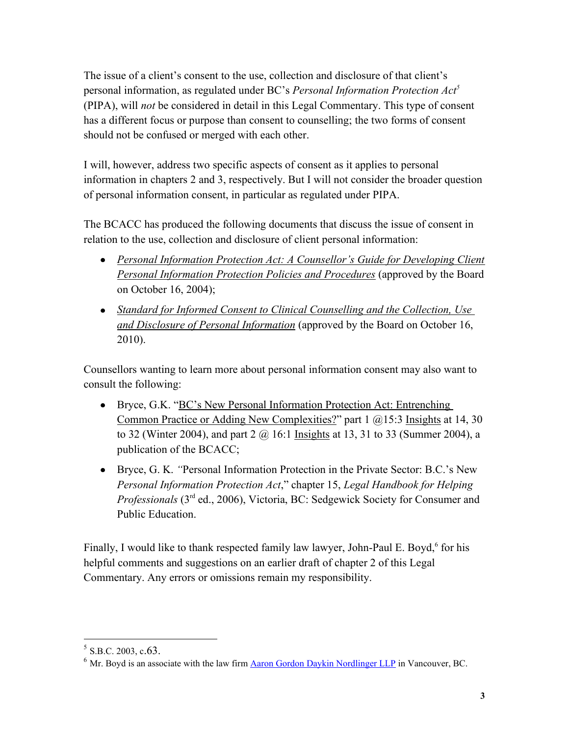The issue of a client's consent to the use, collection and disclosure of that client's personal information, as regulated under BC's *Personal Information Protection Act*[5] (PIPA), will *not* be considered in detail in this Legal Commentary. This type of consent has a different focus or purpose than consent to counselling; the two forms of consent should not be confused or merged with each other.

I will, however, address two specific aspects of consent as it applies to personal information in chapters 2 and 3, respectively. But I will not consider the broader question of personal information consent, in particular as regulated under PIPA.

The BCACC has produced the following documents that discuss the issue of consent in relation to the use, collection and disclosure of client personal information:

- *Personal Information Protection Act: A Counsellor's Guide for Developing Client Personal Information Protection Policies and Procedures* (approved by the Board on October 16, 2004);
- *Standard for Informed Consent to Clinical Counselling and the Collection, Use and Disclosure of Personal Information* (approved by the Board on October 16, 2010).

Counsellors wanting to learn more about personal information consent may also want to consult the following:

- Bryce, G.K. "BC's New Personal Information Protection Act: Entrenching Common Practice or Adding New Complexities?" part 1 @15:3 Insights at 14, 30 to 32 (Winter 2004), and part 2 @ 16:1 Insights at 13, 31 to 33 (Summer 2004), a publication of the BCACC;
- Bryce, G. K. "Personal Information Protection in the Private Sector: B.C.'s New *Personal Information Protection Act*," chapter 15, *Legal Handbook for Helping Professionals* (3rd ed., 2006), Victoria, BC: Sedgewick Society for Consumer and Public Education.

Finally, I would like to thank respected family law lawyer, John-Paul E. Boyd,[6] for his helpful comments and suggestions on an earlier draft of chapter 2 of this Legal Commentary. Any errors or omissions remain my responsibility.

---

[5] S.B.C. 2003, c.63.

[6] Mr. Boyd is an associate with the law firm Aaron Gordon Daykin Nordlinger LLP in Vancouver, BC.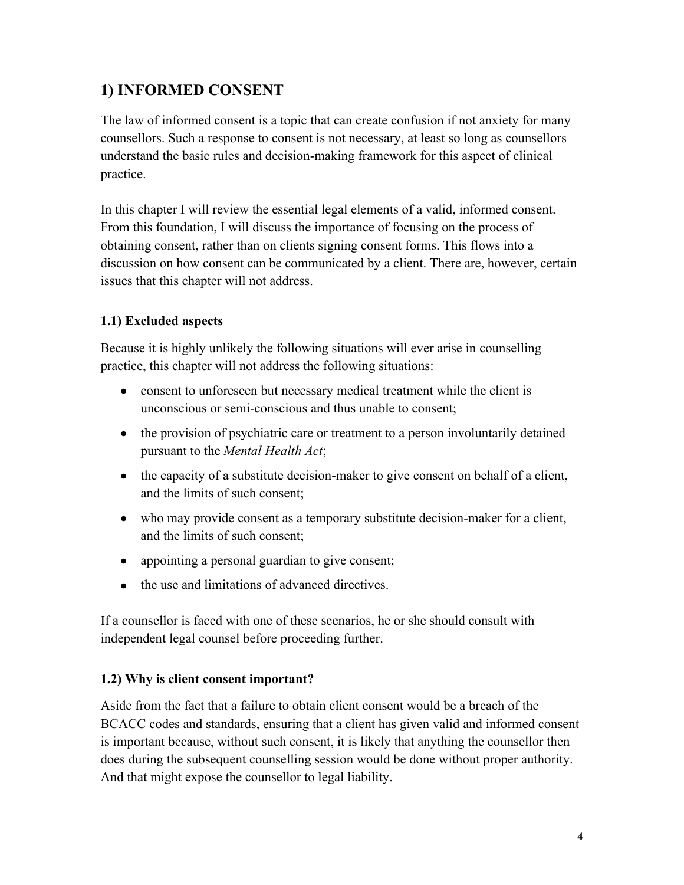## 1) INFORMED CONSENT

The law of informed consent is a topic that can create confusion if not anxiety for many counsellors. Such a response to consent is not necessary, at least so long as counsellors understand the basic rules and decision-making framework for this aspect of clinical practice.

In this chapter I will review the essential legal elements of a valid, informed consent. From this foundation, I will discuss the importance of focusing on the process of obtaining consent, rather than on clients signing consent forms. This flows into a discussion on how consent can be communicated by a client. There are, however, certain issues that this chapter will not address.

### 1.1) Excluded aspects

Because it is highly unlikely the following situations will ever arise in counselling practice, this chapter will not address the following situations:

- consent to unforeseen but necessary medical treatment while the client is unconscious or semi-conscious and thus unable to consent;
- the provision of psychiatric care or treatment to a person involuntarily detained pursuant to the *Mental Health Act*;
- the capacity of a substitute decision-maker to give consent on behalf of a client, and the limits of such consent;
- who may provide consent as a temporary substitute decision-maker for a client, and the limits of such consent;
- appointing a personal guardian to give consent;
- the use and limitations of advanced directives.

If a counsellor is faced with one of these scenarios, he or she should consult with independent legal counsel before proceeding further.

### 1.2) Why is client consent important?

Aside from the fact that a failure to obtain client consent would be a breach of the BCACC codes and standards, ensuring that a client has given valid and informed consent is important because, without such consent, it is likely that anything the counsellor then does during the subsequent counselling session would be done without proper authority. And that might expose the counsellor to legal liability.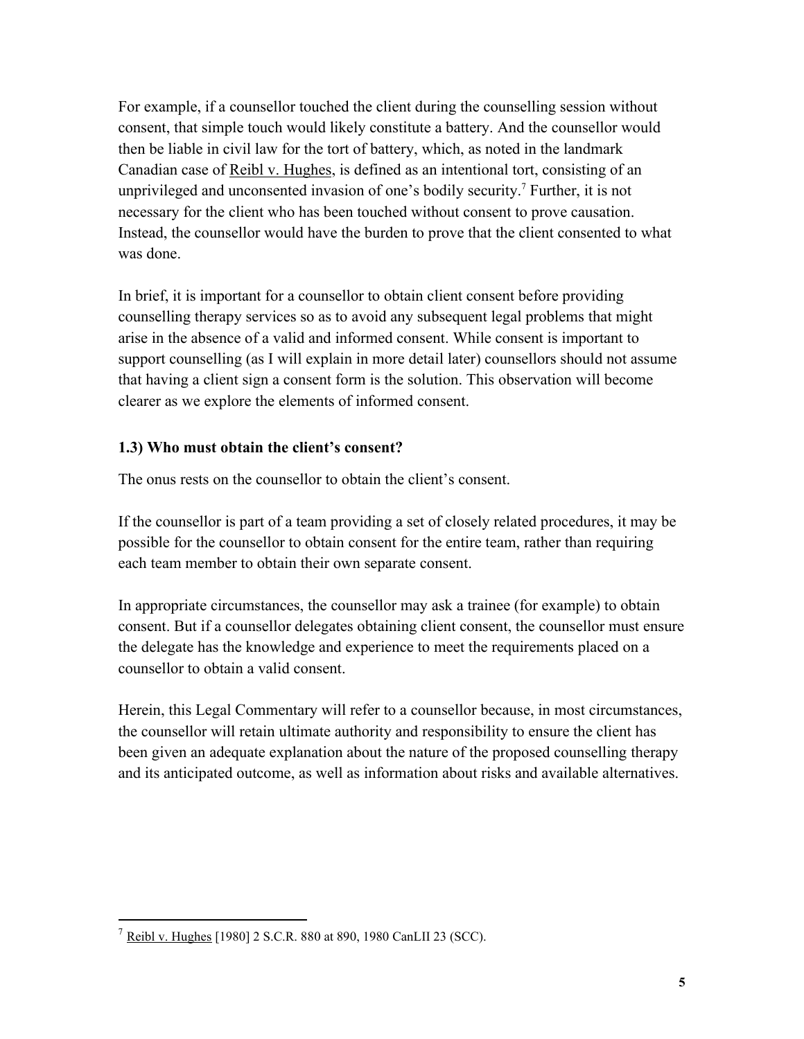For example, if a counsellor touched the client during the counselling session without consent, that simple touch would likely constitute a battery. And the counsellor would then be liable in civil law for the tort of battery, which, as noted in the landmark Canadian case of Reibl v. Hughes, is defined as an intentional tort, consisting of an unprivileged and unconsented invasion of one's bodily security.[7] Further, it is not necessary for the client who has been touched without consent to prove causation. Instead, the counsellor would have the burden to prove that the client consented to what was done.

In brief, it is important for a counsellor to obtain client consent before providing counselling therapy services so as to avoid any subsequent legal problems that might arise in the absence of a valid and informed consent. While consent is important to support counselling (as I will explain in more detail later) counsellors should not assume that having a client sign a consent form is the solution. This observation will become clearer as we explore the elements of informed consent.

### 1.3) Who must obtain the client's consent?

The onus rests on the counsellor to obtain the client's consent.

If the counsellor is part of a team providing a set of closely related procedures, it may be possible for the counsellor to obtain consent for the entire team, rather than requiring each team member to obtain their own separate consent.

In appropriate circumstances, the counsellor may ask a trainee (for example) to obtain consent. But if a counsellor delegates obtaining client consent, the counsellor must ensure the delegate has the knowledge and experience to meet the requirements placed on a counsellor to obtain a valid consent.

Herein, this Legal Commentary will refer to a counsellor because, in most circumstances, the counsellor will retain ultimate authority and responsibility to ensure the client has been given an adequate explanation about the nature of the proposed counselling therapy and its anticipated outcome, as well as information about risks and available alternatives.

---

[7] Reibl v. Hughes [1980] 2 S.C.R. 880 at 890, 1980 CanLII 23 (SCC).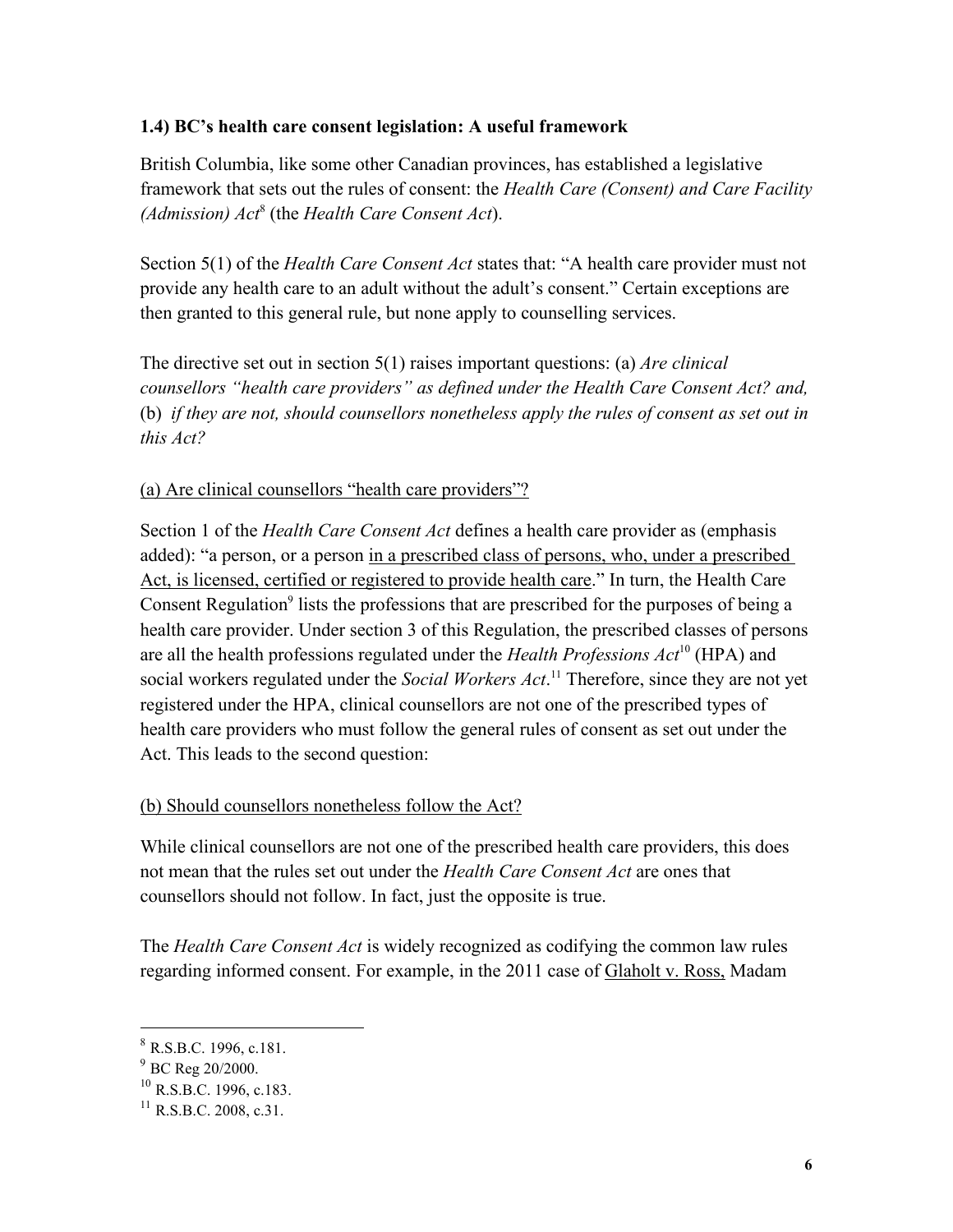### 1.4) BC's health care consent legislation: A useful framework

British Columbia, like some other Canadian provinces, has established a legislative framework that sets out the rules of consent: the *Health Care (Consent) and Care Facility (Admission) Act*[8] (the *Health Care Consent Act*).

Section 5(1) of the *Health Care Consent Act* states that: "A health care provider must not provide any health care to an adult without the adult's consent." Certain exceptions are then granted to this general rule, but none apply to counselling services.

The directive set out in section 5(1) raises important questions: (a) *Are clinical counsellors "health care providers" as defined under the Health Care Consent Act? and,* (b) *if they are not, should counsellors nonetheless apply the rules of consent as set out in this Act?*

(a) Are clinical counsellors "health care providers"?

Section 1 of the *Health Care Consent Act* defines a health care provider as (emphasis added): "a person, or a person in a prescribed class of persons, who, under a prescribed Act, is licensed, certified or registered to provide health care." In turn, the Health Care Consent Regulation[9] lists the professions that are prescribed for the purposes of being a health care provider. Under section 3 of this Regulation, the prescribed classes of persons are all the health professions regulated under the *Health Professions Act*[10] (HPA) and social workers regulated under the *Social Workers Act*.[11] Therefore, since they are not yet registered under the HPA, clinical counsellors are not one of the prescribed types of health care providers who must follow the general rules of consent as set out under the Act. This leads to the second question:

(b) Should counsellors nonetheless follow the Act?

While clinical counsellors are not one of the prescribed health care providers, this does not mean that the rules set out under the *Health Care Consent Act* are ones that counsellors should not follow. In fact, just the opposite is true.

The *Health Care Consent Act* is widely recognized as codifying the common law rules regarding informed consent. For example, in the 2011 case of Glaholt v. Ross, Madam

---

[8] R.S.B.C. 1996, c.181.

[9] BC Reg 20/2000.

[10] R.S.B.C. 1996, c.183.

[11] R.S.B.C. 2008, c.31.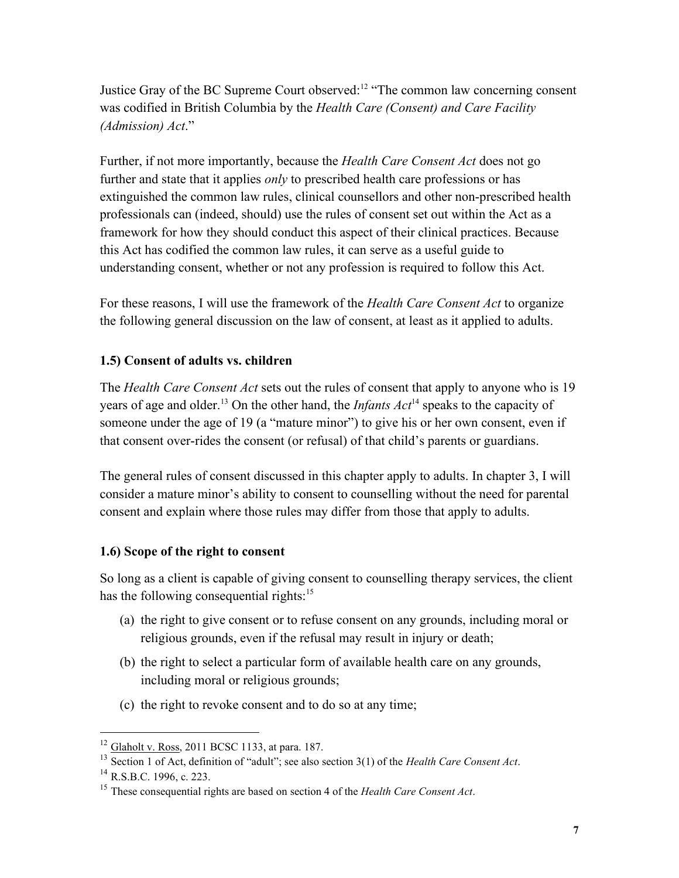Justice Gray of the BC Supreme Court observed:[12] "The common law concerning consent was codified in British Columbia by the *Health Care (Consent) and Care Facility (Admission) Act*."

Further, if not more importantly, because the *Health Care Consent Act* does not go further and state that it applies *only* to prescribed health care professions or has extinguished the common law rules, clinical counsellors and other non-prescribed health professionals can (indeed, should) use the rules of consent set out within the Act as a framework for how they should conduct this aspect of their clinical practices. Because this Act has codified the common law rules, it can serve as a useful guide to understanding consent, whether or not any profession is required to follow this Act.

For these reasons, I will use the framework of the *Health Care Consent Act* to organize the following general discussion on the law of consent, at least as it applied to adults.

### 1.5) Consent of adults vs. children

The *Health Care Consent Act* sets out the rules of consent that apply to anyone who is 19 years of age and older.[13] On the other hand, the *Infants Act*[14] speaks to the capacity of someone under the age of 19 (a "mature minor") to give his or her own consent, even if that consent over-rides the consent (or refusal) of that child's parents or guardians.

The general rules of consent discussed in this chapter apply to adults. In chapter 3, I will consider a mature minor's ability to consent to counselling without the need for parental consent and explain where those rules may differ from those that apply to adults.

### 1.6) Scope of the right to consent

So long as a client is capable of giving consent to counselling therapy services, the client has the following consequential rights:[15]

(a) the right to give consent or to refuse consent on any grounds, including moral or religious grounds, even if the refusal may result in injury or death;

(b) the right to select a particular form of available health care on any grounds, including moral or religious grounds;

(c) the right to revoke consent and to do so at any time;

---

[12] Glaholt v. Ross, 2011 BCSC 1133, at para. 187.

[13] Section 1 of Act, definition of "adult"; see also section 3(1) of the *Health Care Consent Act*.

[14] R.S.B.C. 1996, c. 223.

[15] These consequential rights are based on section 4 of the *Health Care Consent Act*.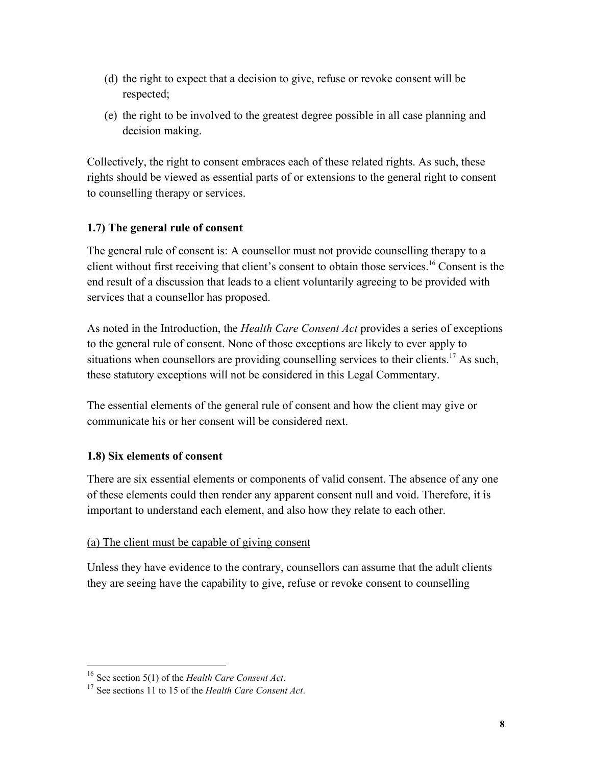(d) the right to expect that a decision to give, refuse or revoke consent will be respected;

(e) the right to be involved to the greatest degree possible in all case planning and decision making.

Collectively, the right to consent embraces each of these related rights. As such, these rights should be viewed as essential parts of or extensions to the general right to consent to counselling therapy or services.

### 1.7) The general rule of consent

The general rule of consent is: A counsellor must not provide counselling therapy to a client without first receiving that client's consent to obtain those services.[16] Consent is the end result of a discussion that leads to a client voluntarily agreeing to be provided with services that a counsellor has proposed.

As noted in the Introduction, the *Health Care Consent Act* provides a series of exceptions to the general rule of consent. None of those exceptions are likely to ever apply to situations when counsellors are providing counselling services to their clients.[17] As such, these statutory exceptions will not be considered in this Legal Commentary.

The essential elements of the general rule of consent and how the client may give or communicate his or her consent will be considered next.

### 1.8) Six elements of consent

There are six essential elements or components of valid consent. The absence of any one of these elements could then render any apparent consent null and void. Therefore, it is important to understand each element, and also how they relate to each other.

<u>(a) The client must be capable of giving consent</u>

Unless they have evidence to the contrary, counsellors can assume that the adult clients they are seeing have the capability to give, refuse or revoke consent to counselling

---

[16] See section 5(1) of the *Health Care Consent Act*.

[17] See sections 11 to 15 of the *Health Care Consent Act*.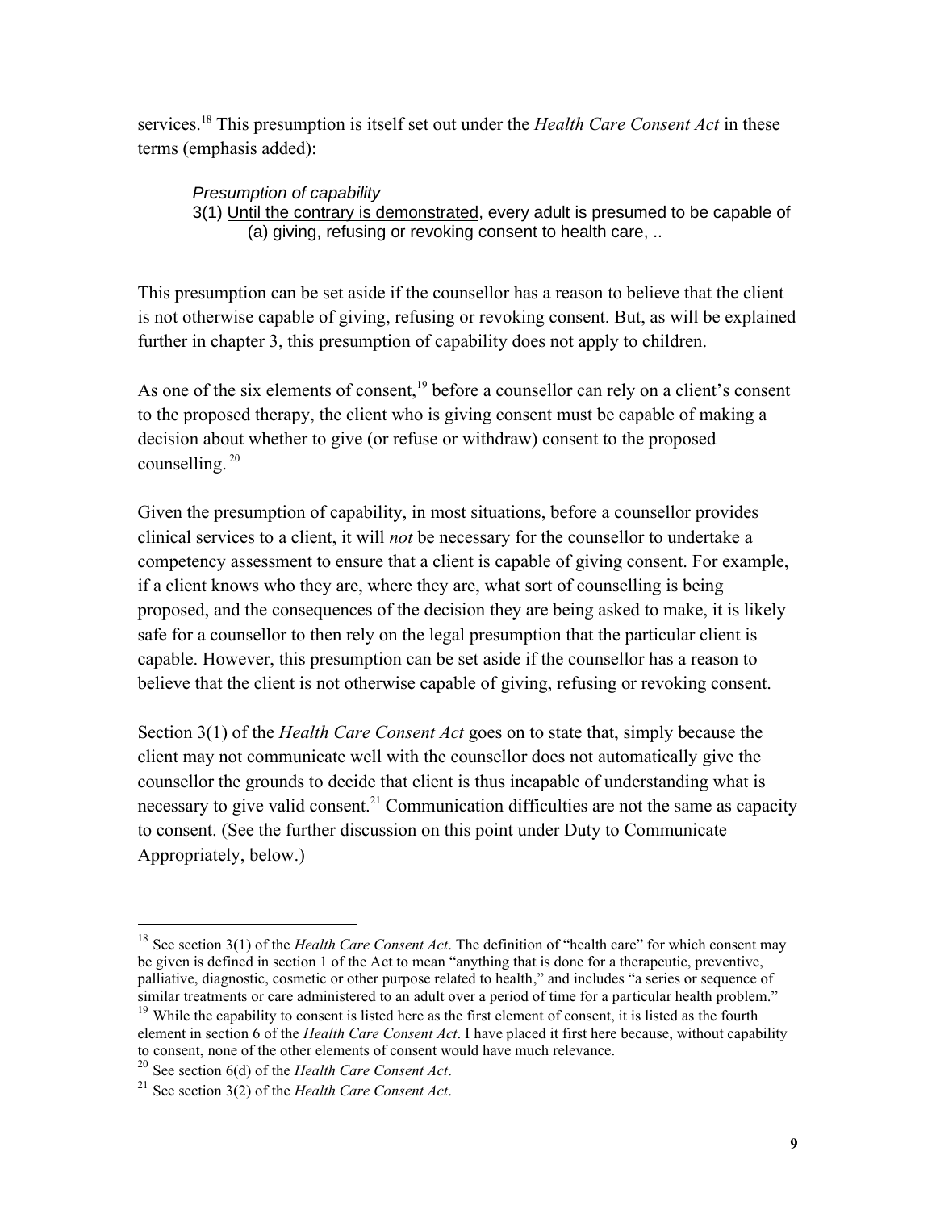services.[18] This presumption is itself set out under the *Health Care Consent Act* in these terms (emphasis added):

> *Presumption of capability*
> 3(1) <u>Until the contrary is demonstrated</u>, every adult is presumed to be capable of
> (a) giving, refusing or revoking consent to health care, ..

This presumption can be set aside if the counsellor has a reason to believe that the client is not otherwise capable of giving, refusing or revoking consent. But, as will be explained further in chapter 3, this presumption of capability does not apply to children.

As one of the six elements of consent,[19] before a counsellor can rely on a client's consent to the proposed therapy, the client who is giving consent must be capable of making a decision about whether to give (or refuse or withdraw) consent to the proposed counselling.[20]

Given the presumption of capability, in most situations, before a counsellor provides clinical services to a client, it will *not* be necessary for the counsellor to undertake a competency assessment to ensure that a client is capable of giving consent. For example, if a client knows who they are, where they are, what sort of counselling is being proposed, and the consequences of the decision they are being asked to make, it is likely safe for a counsellor to then rely on the legal presumption that the particular client is capable. However, this presumption can be set aside if the counsellor has a reason to believe that the client is not otherwise capable of giving, refusing or revoking consent.

Section 3(1) of the *Health Care Consent Act* goes on to state that, simply because the client may not communicate well with the counsellor does not automatically give the counsellor the grounds to decide that client is thus incapable of understanding what is necessary to give valid consent.[21] Communication difficulties are not the same as capacity to consent. (See the further discussion on this point under Duty to Communicate Appropriately, below.)

---

[18] See section 3(1) of the *Health Care Consent Act*. The definition of "health care" for which consent may be given is defined in section 1 of the Act to mean "anything that is done for a therapeutic, preventive, palliative, diagnostic, cosmetic or other purpose related to health," and includes "a series or sequence of similar treatments or care administered to an adult over a period of time for a particular health problem."

[19] While the capability to consent is listed here as the first element of consent, it is listed as the fourth element in section 6 of the *Health Care Consent Act*. I have placed it first here because, without capability to consent, none of the other elements of consent would have much relevance.

[20] See section 6(d) of the *Health Care Consent Act*.

[21] See section 3(2) of the *Health Care Consent Act*.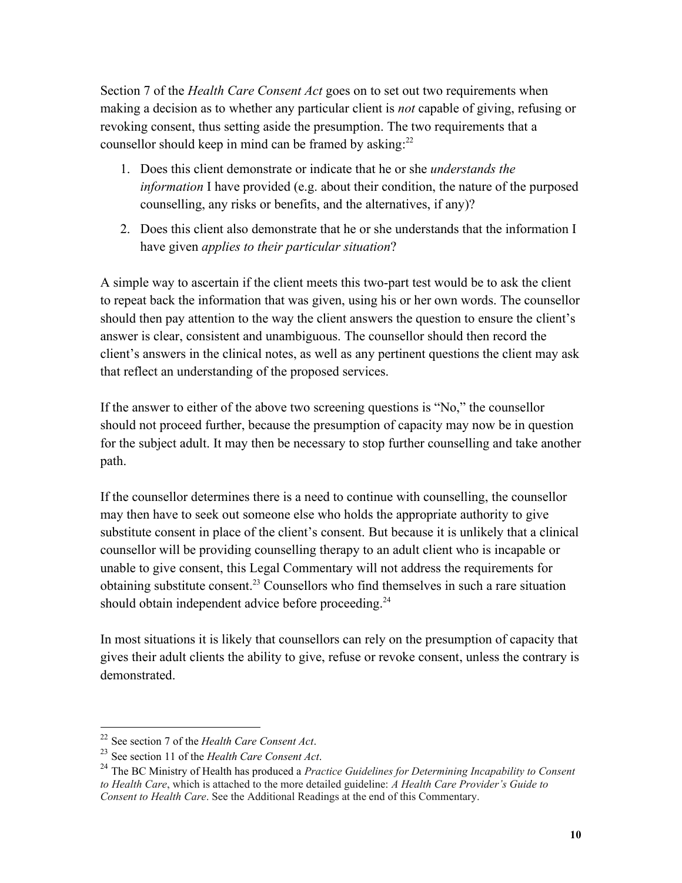Section 7 of the *Health Care Consent Act* goes on to set out two requirements when making a decision as to whether any particular client is *not* capable of giving, refusing or revoking consent, thus setting aside the presumption. The two requirements that a counsellor should keep in mind can be framed by asking:[22]

1. Does this client demonstrate or indicate that he or she *understands the information* I have provided (e.g. about their condition, the nature of the purposed counselling, any risks or benefits, and the alternatives, if any)?
2. Does this client also demonstrate that he or she understands that the information I have given *applies to their particular situation*?

A simple way to ascertain if the client meets this two-part test would be to ask the client to repeat back the information that was given, using his or her own words. The counsellor should then pay attention to the way the client answers the question to ensure the client's answer is clear, consistent and unambiguous. The counsellor should then record the client's answers in the clinical notes, as well as any pertinent questions the client may ask that reflect an understanding of the proposed services.

If the answer to either of the above two screening questions is "No," the counsellor should not proceed further, because the presumption of capacity may now be in question for the subject adult. It may then be necessary to stop further counselling and take another path.

If the counsellor determines there is a need to continue with counselling, the counsellor may then have to seek out someone else who holds the appropriate authority to give substitute consent in place of the client's consent. But because it is unlikely that a clinical counsellor will be providing counselling therapy to an adult client who is incapable or unable to give consent, this Legal Commentary will not address the requirements for obtaining substitute consent.[23] Counsellors who find themselves in such a rare situation should obtain independent advice before proceeding.[24]

In most situations it is likely that counsellors can rely on the presumption of capacity that gives their adult clients the ability to give, refuse or revoke consent, unless the contrary is demonstrated.

---

[22] See section 7 of the *Health Care Consent Act*.

[23] See section 11 of the *Health Care Consent Act*.

[24] The BC Ministry of Health has produced a *Practice Guidelines for Determining Incapability to Consent to Health Care*, which is attached to the more detailed guideline: *A Health Care Provider's Guide to Consent to Health Care*. See the Additional Readings at the end of this Commentary.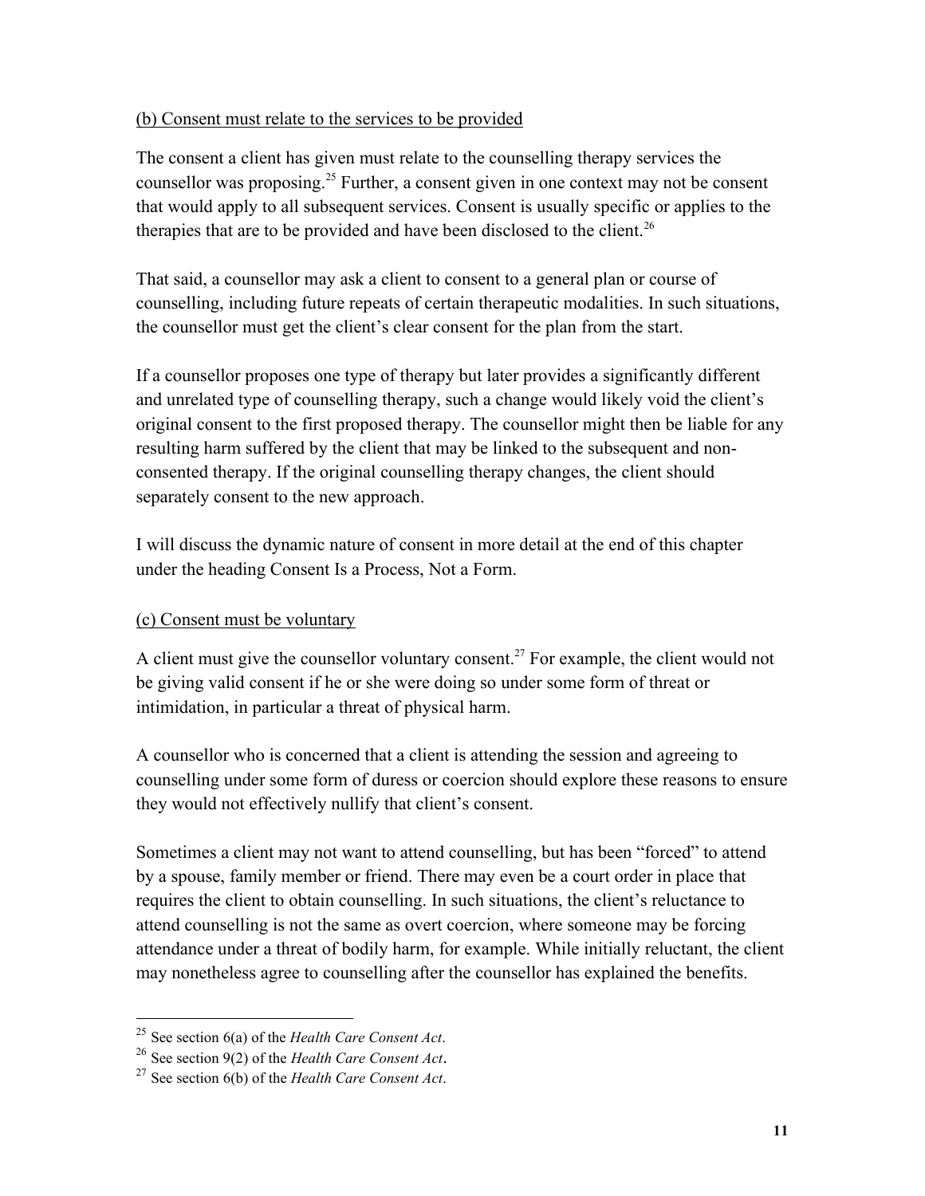(b) Consent must relate to the services to be provided

The consent a client has given must relate to the counselling therapy services the counsellor was proposing.[25] Further, a consent given in one context may not be consent that would apply to all subsequent services. Consent is usually specific or applies to the therapies that are to be provided and have been disclosed to the client.[26]

That said, a counsellor may ask a client to consent to a general plan or course of counselling, including future repeats of certain therapeutic modalities. In such situations, the counsellor must get the client's clear consent for the plan from the start.

If a counsellor proposes one type of therapy but later provides a significantly different and unrelated type of counselling therapy, such a change would likely void the client's original consent to the first proposed therapy. The counsellor might then be liable for any resulting harm suffered by the client that may be linked to the subsequent and non-consented therapy. If the original counselling therapy changes, the client should separately consent to the new approach.

I will discuss the dynamic nature of consent in more detail at the end of this chapter under the heading Consent Is a Process, Not a Form.

(c) Consent must be voluntary

A client must give the counsellor voluntary consent.[27] For example, the client would not be giving valid consent if he or she were doing so under some form of threat or intimidation, in particular a threat of physical harm.

A counsellor who is concerned that a client is attending the session and agreeing to counselling under some form of duress or coercion should explore these reasons to ensure they would not effectively nullify that client's consent.

Sometimes a client may not want to attend counselling, but has been "forced" to attend by a spouse, family member or friend. There may even be a court order in place that requires the client to obtain counselling. In such situations, the client's reluctance to attend counselling is not the same as overt coercion, where someone may be forcing attendance under a threat of bodily harm, for example. While initially reluctant, the client may nonetheless agree to counselling after the counsellor has explained the benefits.

---

[25] See section 6(a) of the *Health Care Consent Act*.

[26] See section 9(2) of the *Health Care Consent Act*.

[27] See section 6(b) of the *Health Care Consent Act*.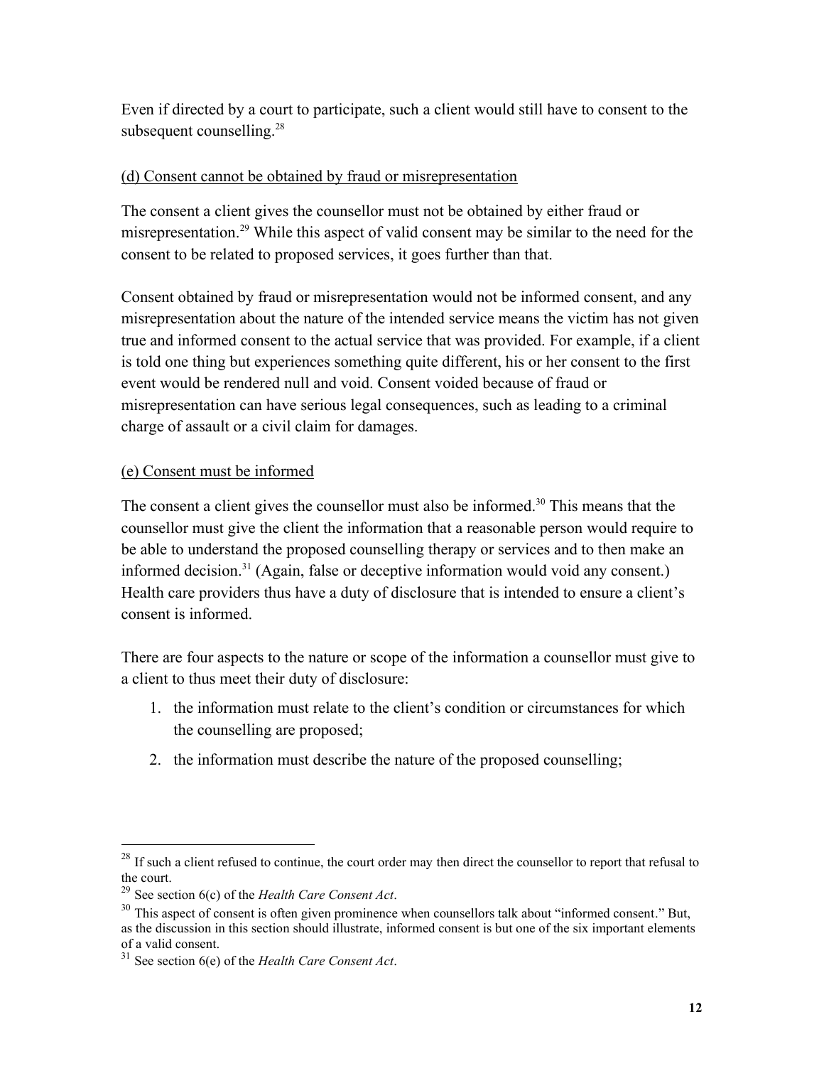Even if directed by a court to participate, such a client would still have to consent to the subsequent counselling.[28]

(d) Consent cannot be obtained by fraud or misrepresentation

The consent a client gives the counsellor must not be obtained by either fraud or misrepresentation.[29] While this aspect of valid consent may be similar to the need for the consent to be related to proposed services, it goes further than that.

Consent obtained by fraud or misrepresentation would not be informed consent, and any misrepresentation about the nature of the intended service means the victim has not given true and informed consent to the actual service that was provided. For example, if a client is told one thing but experiences something quite different, his or her consent to the first event would be rendered null and void. Consent voided because of fraud or misrepresentation can have serious legal consequences, such as leading to a criminal charge of assault or a civil claim for damages.

(e) Consent must be informed

The consent a client gives the counsellor must also be informed.[30] This means that the counsellor must give the client the information that a reasonable person would require to be able to understand the proposed counselling therapy or services and to then make an informed decision.[31] (Again, false or deceptive information would void any consent.) Health care providers thus have a duty of disclosure that is intended to ensure a client's consent is informed.

There are four aspects to the nature or scope of the information a counsellor must give to a client to thus meet their duty of disclosure:

1. the information must relate to the client's condition or circumstances for which the counselling are proposed;
2. the information must describe the nature of the proposed counselling;

---

[28] If such a client refused to continue, the court order may then direct the counsellor to report that refusal to the court.

[29] See section 6(c) of the *Health Care Consent Act*.

[30] This aspect of consent is often given prominence when counsellors talk about "informed consent." But, as the discussion in this section should illustrate, informed consent is but one of the six important elements of a valid consent.

[31] See section 6(e) of the *Health Care Consent Act*.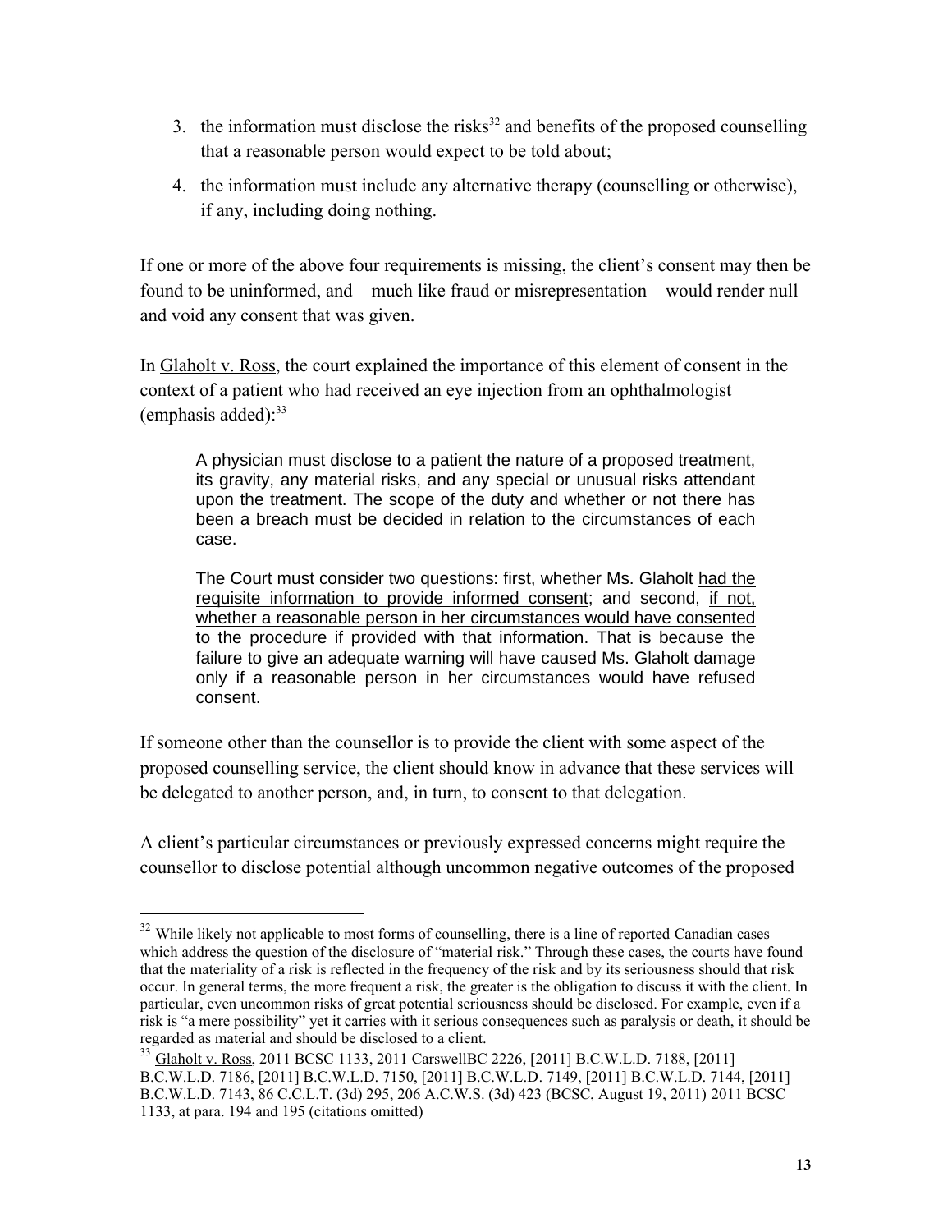3. the information must disclose the risks[32] and benefits of the proposed counselling that a reasonable person would expect to be told about;
4. the information must include any alternative therapy (counselling or otherwise), if any, including doing nothing.

If one or more of the above four requirements is missing, the client's consent may then be found to be uninformed, and – much like fraud or misrepresentation – would render null and void any consent that was given.

In Glaholt v. Ross, the court explained the importance of this element of consent in the context of a patient who had received an eye injection from an ophthalmologist (emphasis added):[33]

> A physician must disclose to a patient the nature of a proposed treatment, its gravity, any material risks, and any special or unusual risks attendant upon the treatment. The scope of the duty and whether or not there has been a breach must be decided in relation to the circumstances of each case.
>
> The Court must consider two questions: first, whether Ms. Glaholt <u>had the requisite information to provide informed consent</u>; and second, <u>if not, whether a reasonable person in her circumstances would have consented to the procedure if provided with that information</u>. That is because the failure to give an adequate warning will have caused Ms. Glaholt damage only if a reasonable person in her circumstances would have refused consent.

If someone other than the counsellor is to provide the client with some aspect of the proposed counselling service, the client should know in advance that these services will be delegated to another person, and, in turn, to consent to that delegation.

A client's particular circumstances or previously expressed concerns might require the counsellor to disclose potential although uncommon negative outcomes of the proposed

---

[32] While likely not applicable to most forms of counselling, there is a line of reported Canadian cases which address the question of the disclosure of "material risk." Through these cases, the courts have found that the materiality of a risk is reflected in the frequency of the risk and by its seriousness should that risk occur. In general terms, the more frequent a risk, the greater is the obligation to discuss it with the client. In particular, even uncommon risks of great potential seriousness should be disclosed. For example, even if a risk is "a mere possibility" yet it carries with it serious consequences such as paralysis or death, it should be regarded as material and should be disclosed to a client.

[33] Glaholt v. Ross, 2011 BCSC 1133, 2011 CarswellBC 2226, [2011] B.C.W.L.D. 7188, [2011] B.C.W.L.D. 7186, [2011] B.C.W.L.D. 7150, [2011] B.C.W.L.D. 7149, [2011] B.C.W.L.D. 7144, [2011] B.C.W.L.D. 7143, 86 C.C.L.T. (3d) 295, 206 A.C.W.S. (3d) 423 (BCSC, August 19, 2011) 2011 BCSC 1133, at para. 194 and 195 (citations omitted)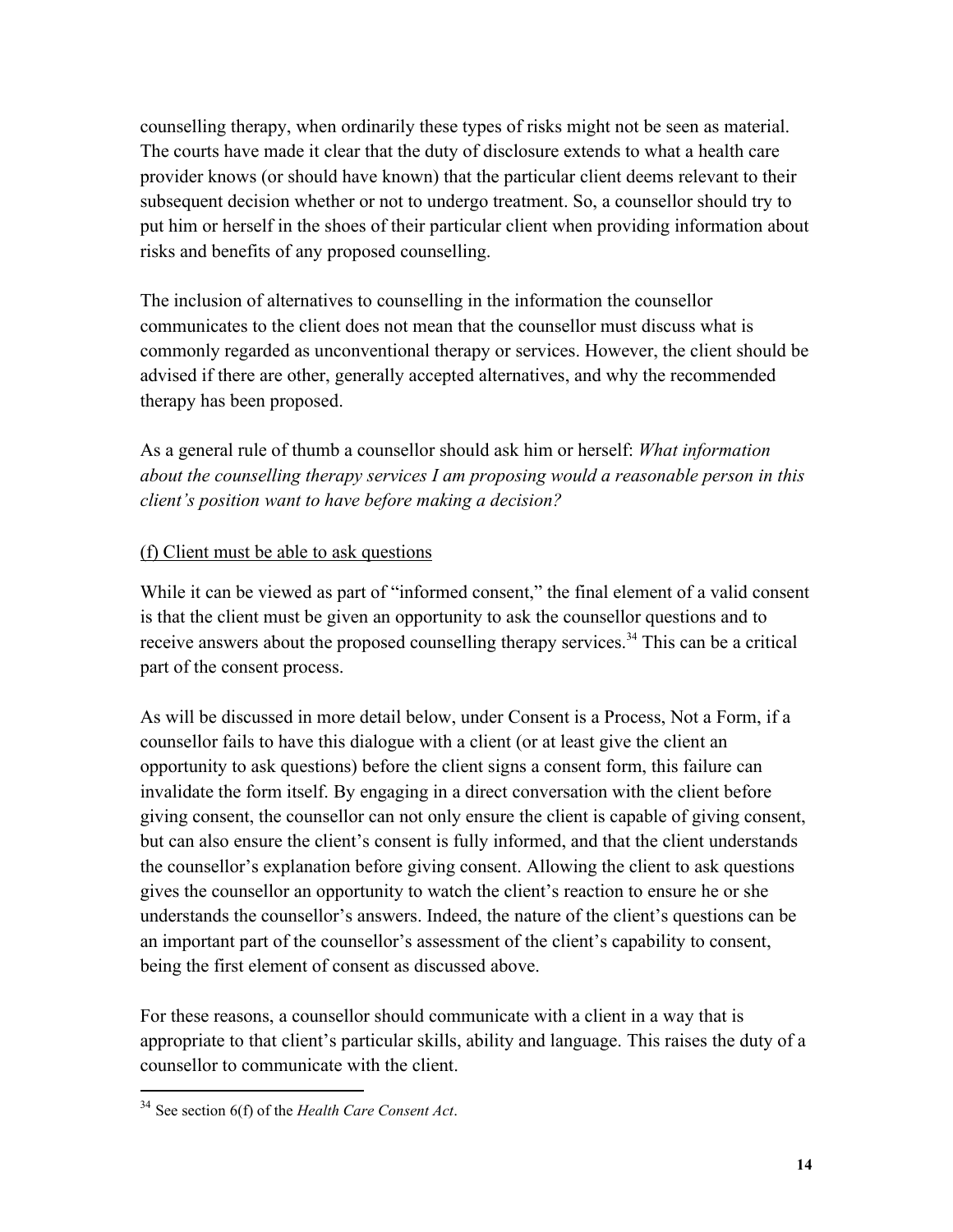counselling therapy, when ordinarily these types of risks might not be seen as material. The courts have made it clear that the duty of disclosure extends to what a health care provider knows (or should have known) that the particular client deems relevant to their subsequent decision whether or not to undergo treatment. So, a counsellor should try to put him or herself in the shoes of their particular client when providing information about risks and benefits of any proposed counselling.

The inclusion of alternatives to counselling in the information the counsellor communicates to the client does not mean that the counsellor must discuss what is commonly regarded as unconventional therapy or services. However, the client should be advised if there are other, generally accepted alternatives, and why the recommended therapy has been proposed.

As a general rule of thumb a counsellor should ask him or herself: *What information about the counselling therapy services I am proposing would a reasonable person in this client's position want to have before making a decision?*

<u>(f) Client must be able to ask questions</u>

While it can be viewed as part of "informed consent," the final element of a valid consent is that the client must be given an opportunity to ask the counsellor questions and to receive answers about the proposed counselling therapy services.[34] This can be a critical part of the consent process.

As will be discussed in more detail below, under Consent is a Process, Not a Form, if a counsellor fails to have this dialogue with a client (or at least give the client an opportunity to ask questions) before the client signs a consent form, this failure can invalidate the form itself. By engaging in a direct conversation with the client before giving consent, the counsellor can not only ensure the client is capable of giving consent, but can also ensure the client's consent is fully informed, and that the client understands the counsellor's explanation before giving consent. Allowing the client to ask questions gives the counsellor an opportunity to watch the client's reaction to ensure he or she understands the counsellor's answers. Indeed, the nature of the client's questions can be an important part of the counsellor's assessment of the client's capability to consent, being the first element of consent as discussed above.

For these reasons, a counsellor should communicate with a client in a way that is appropriate to that client's particular skills, ability and language. This raises the duty of a counsellor to communicate with the client.

---

[34] See section 6(f) of the *Health Care Consent Act*.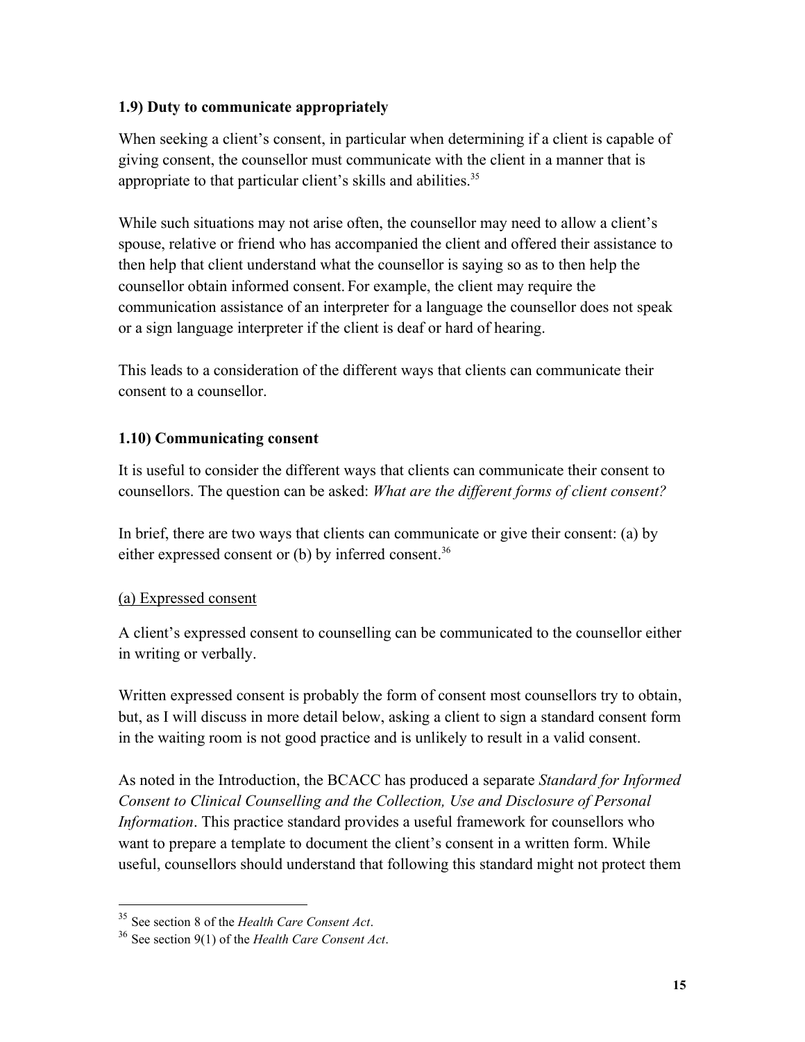### 1.9) Duty to communicate appropriately

When seeking a client's consent, in particular when determining if a client is capable of giving consent, the counsellor must communicate with the client in a manner that is appropriate to that particular client's skills and abilities.[35]

While such situations may not arise often, the counsellor may need to allow a client's spouse, relative or friend who has accompanied the client and offered their assistance to then help that client understand what the counsellor is saying so as to then help the counsellor obtain informed consent. For example, the client may require the communication assistance of an interpreter for a language the counsellor does not speak or a sign language interpreter if the client is deaf or hard of hearing.

This leads to a consideration of the different ways that clients can communicate their consent to a counsellor.

### 1.10) Communicating consent

It is useful to consider the different ways that clients can communicate their consent to counsellors. The question can be asked: *What are the different forms of client consent?*

In brief, there are two ways that clients can communicate or give their consent: (a) by either expressed consent or (b) by inferred consent.[36]

<u>(a) Expressed consent</u>

A client's expressed consent to counselling can be communicated to the counsellor either in writing or verbally.

Written expressed consent is probably the form of consent most counsellors try to obtain, but, as I will discuss in more detail below, asking a client to sign a standard consent form in the waiting room is not good practice and is unlikely to result in a valid consent.

As noted in the Introduction, the BCACC has produced a separate *Standard for Informed Consent to Clinical Counselling and the Collection, Use and Disclosure of Personal Information*. This practice standard provides a useful framework for counsellors who want to prepare a template to document the client's consent in a written form. While useful, counsellors should understand that following this standard might not protect them

---

[35] See section 8 of the *Health Care Consent Act*.

[36] See section 9(1) of the *Health Care Consent Act*.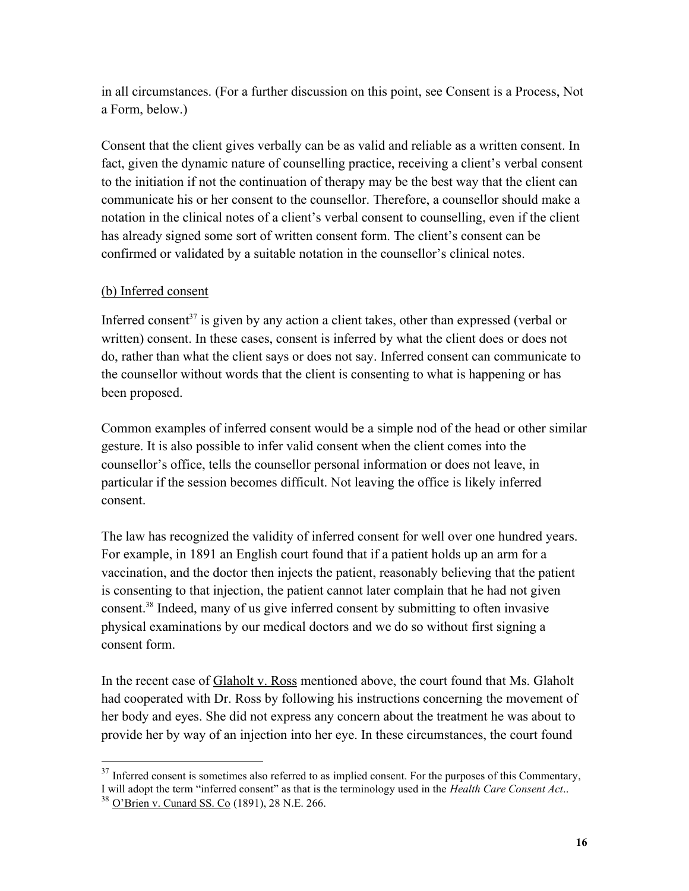in all circumstances. (For a further discussion on this point, see Consent is a Process, Not a Form, below.)

Consent that the client gives verbally can be as valid and reliable as a written consent. In fact, given the dynamic nature of counselling practice, receiving a client's verbal consent to the initiation if not the continuation of therapy may be the best way that the client can communicate his or her consent to the counsellor. Therefore, a counsellor should make a notation in the clinical notes of a client's verbal consent to counselling, even if the client has already signed some sort of written consent form. The client's consent can be confirmed or validated by a suitable notation in the counsellor's clinical notes.

<u>(b) Inferred consent</u>

Inferred consent[37] is given by any action a client takes, other than expressed (verbal or written) consent. In these cases, consent is inferred by what the client does or does not do, rather than what the client says or does not say. Inferred consent can communicate to the counsellor without words that the client is consenting to what is happening or has been proposed.

Common examples of inferred consent would be a simple nod of the head or other similar gesture. It is also possible to infer valid consent when the client comes into the counsellor's office, tells the counsellor personal information or does not leave, in particular if the session becomes difficult. Not leaving the office is likely inferred consent.

The law has recognized the validity of inferred consent for well over one hundred years. For example, in 1891 an English court found that if a patient holds up an arm for a vaccination, and the doctor then injects the patient, reasonably believing that the patient is consenting to that injection, the patient cannot later complain that he had not given consent.[38] Indeed, many of us give inferred consent by submitting to often invasive physical examinations by our medical doctors and we do so without first signing a consent form.

In the recent case of <u>Glaholt v. Ross</u> mentioned above, the court found that Ms. Glaholt had cooperated with Dr. Ross by following his instructions concerning the movement of her body and eyes. She did not express any concern about the treatment he was about to provide her by way of an injection into her eye. In these circumstances, the court found

---

[37] Inferred consent is sometimes also referred to as implied consent. For the purposes of this Commentary, I will adopt the term "inferred consent" as that is the terminology used in the *Health Care Consent Act*..

[38] <u>O'Brien v. Cunard SS. Co</u> (1891), 28 N.E. 266.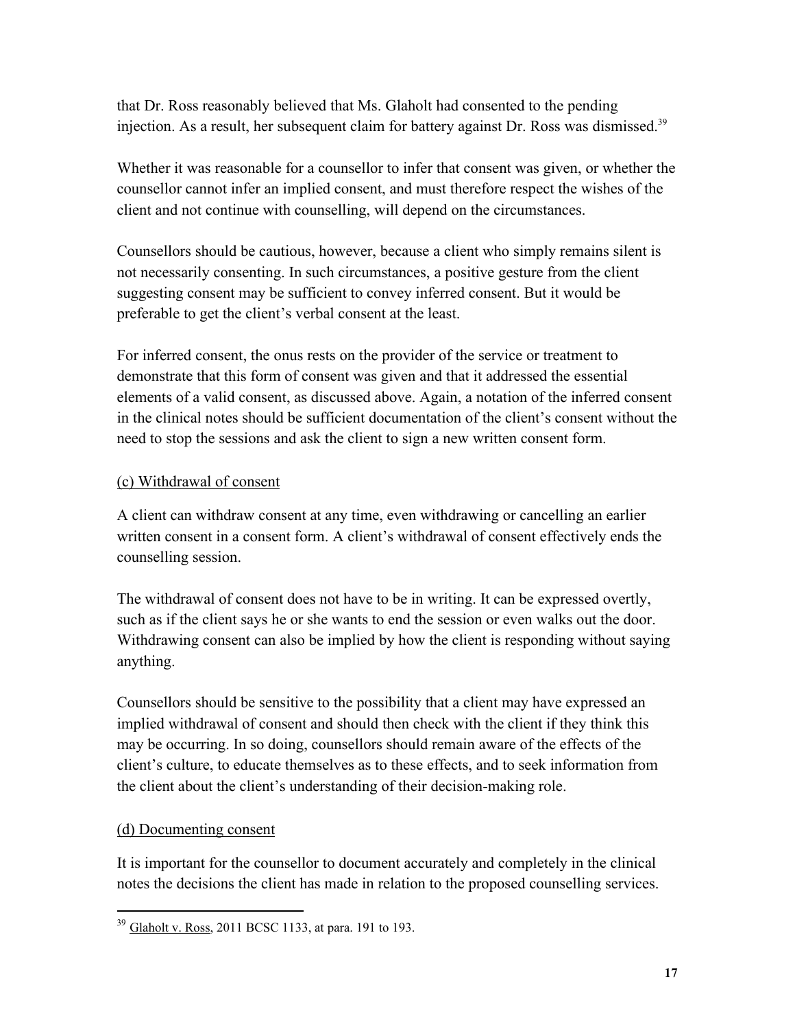that Dr. Ross reasonably believed that Ms. Glaholt had consented to the pending injection. As a result, her subsequent claim for battery against Dr. Ross was dismissed.[39]

Whether it was reasonable for a counsellor to infer that consent was given, or whether the counsellor cannot infer an implied consent, and must therefore respect the wishes of the client and not continue with counselling, will depend on the circumstances.

Counsellors should be cautious, however, because a client who simply remains silent is not necessarily consenting. In such circumstances, a positive gesture from the client suggesting consent may be sufficient to convey inferred consent. But it would be preferable to get the client's verbal consent at the least.

For inferred consent, the onus rests on the provider of the service or treatment to demonstrate that this form of consent was given and that it addressed the essential elements of a valid consent, as discussed above. Again, a notation of the inferred consent in the clinical notes should be sufficient documentation of the client's consent without the need to stop the sessions and ask the client to sign a new written consent form.

(c) Withdrawal of consent

A client can withdraw consent at any time, even withdrawing or cancelling an earlier written consent in a consent form. A client's withdrawal of consent effectively ends the counselling session.

The withdrawal of consent does not have to be in writing. It can be expressed overtly, such as if the client says he or she wants to end the session or even walks out the door. Withdrawing consent can also be implied by how the client is responding without saying anything.

Counsellors should be sensitive to the possibility that a client may have expressed an implied withdrawal of consent and should then check with the client if they think this may be occurring. In so doing, counsellors should remain aware of the effects of the client's culture, to educate themselves as to these effects, and to seek information from the client about the client's understanding of their decision-making role.

(d) Documenting consent

It is important for the counsellor to document accurately and completely in the clinical notes the decisions the client has made in relation to the proposed counselling services.

---

[39] Glaholt v. Ross, 2011 BCSC 1133, at para. 191 to 193.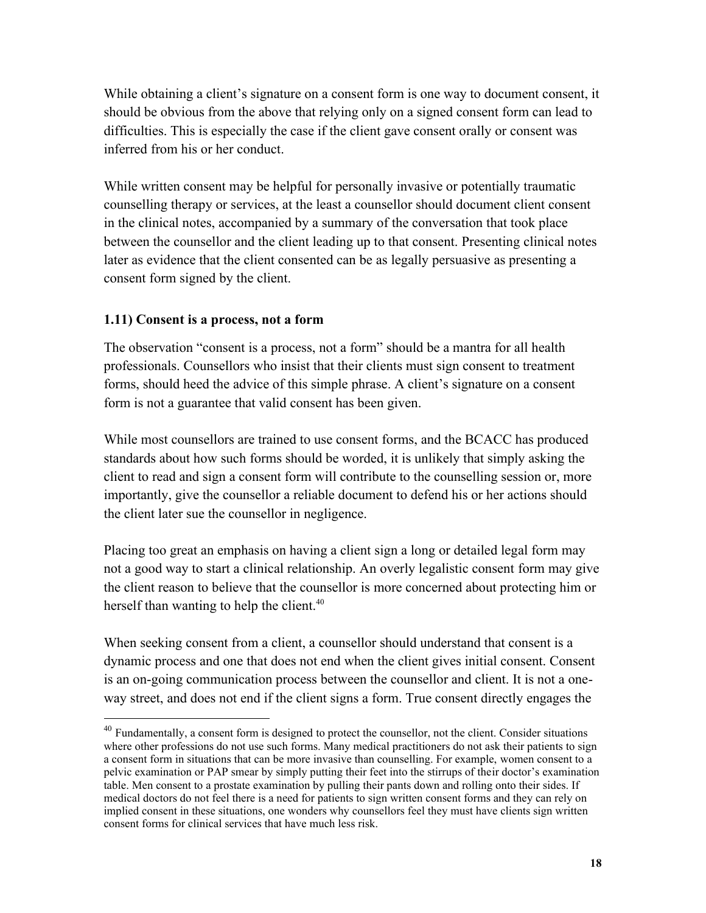While obtaining a client's signature on a consent form is one way to document consent, it should be obvious from the above that relying only on a signed consent form can lead to difficulties. This is especially the case if the client gave consent orally or consent was inferred from his or her conduct.

While written consent may be helpful for personally invasive or potentially traumatic counselling therapy or services, at the least a counsellor should document client consent in the clinical notes, accompanied by a summary of the conversation that took place between the counsellor and the client leading up to that consent. Presenting clinical notes later as evidence that the client consented can be as legally persuasive as presenting a consent form signed by the client.

### 1.11) Consent is a process, not a form

The observation "consent is a process, not a form" should be a mantra for all health professionals. Counsellors who insist that their clients must sign consent to treatment forms, should heed the advice of this simple phrase. A client's signature on a consent form is not a guarantee that valid consent has been given.

While most counsellors are trained to use consent forms, and the BCACC has produced standards about how such forms should be worded, it is unlikely that simply asking the client to read and sign a consent form will contribute to the counselling session or, more importantly, give the counsellor a reliable document to defend his or her actions should the client later sue the counsellor in negligence.

Placing too great an emphasis on having a client sign a long or detailed legal form may not a good way to start a clinical relationship. An overly legalistic consent form may give the client reason to believe that the counsellor is more concerned about protecting him or herself than wanting to help the client.[40]

When seeking consent from a client, a counsellor should understand that consent is a dynamic process and one that does not end when the client gives initial consent. Consent is an on-going communication process between the counsellor and client. It is not a one-way street, and does not end if the client signs a form. True consent directly engages the

---

[40] Fundamentally, a consent form is designed to protect the counsellor, not the client. Consider situations where other professions do not use such forms. Many medical practitioners do not ask their patients to sign a consent form in situations that can be more invasive than counselling. For example, women consent to a pelvic examination or PAP smear by simply putting their feet into the stirrups of their doctor's examination table. Men consent to a prostate examination by pulling their pants down and rolling onto their sides. If medical doctors do not feel there is a need for patients to sign written consent forms and they can rely on implied consent in these situations, one wonders why counsellors feel they must have clients sign written consent forms for clinical services that have much less risk.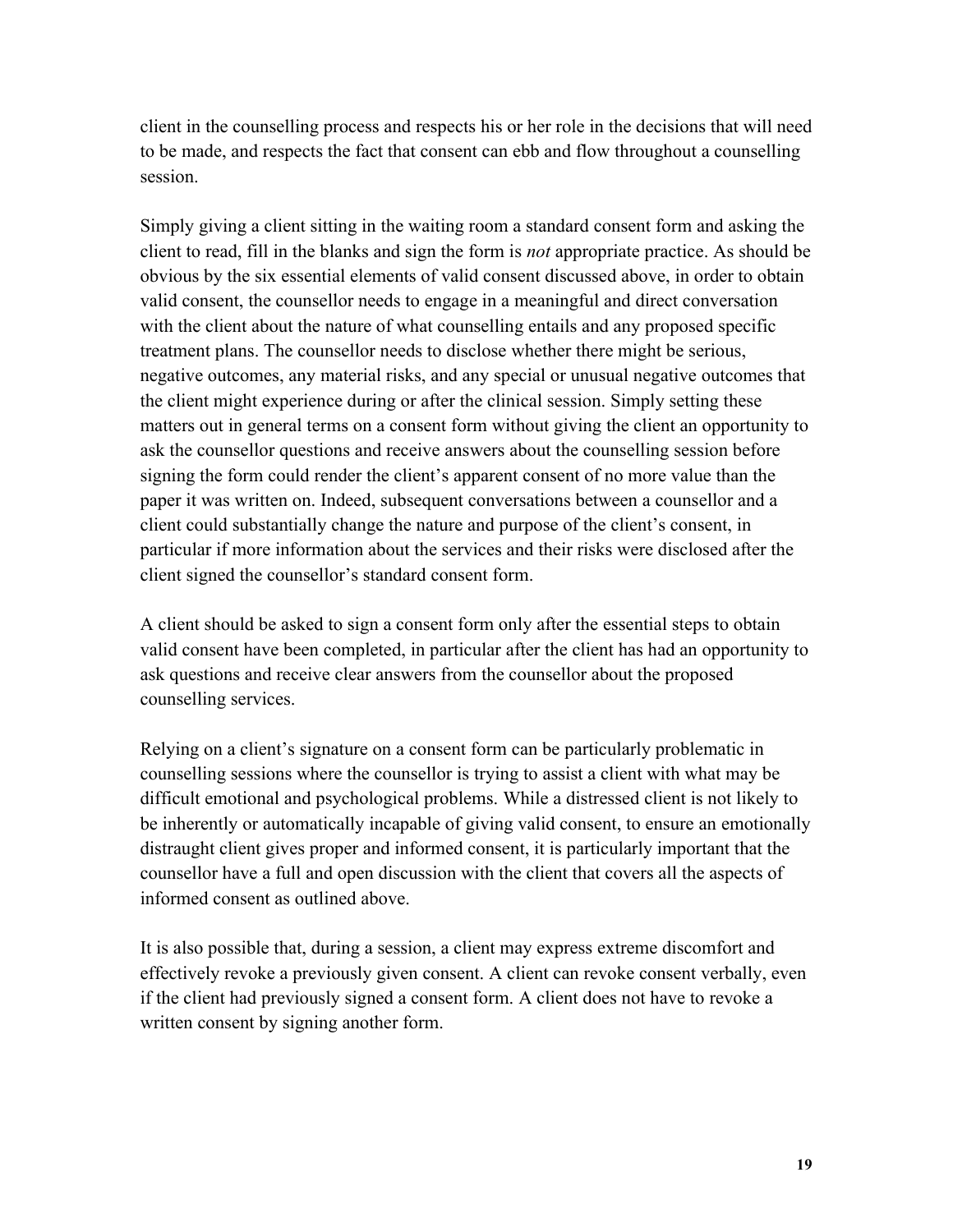client in the counselling process and respects his or her role in the decisions that will need to be made, and respects the fact that consent can ebb and flow throughout a counselling session.

Simply giving a client sitting in the waiting room a standard consent form and asking the client to read, fill in the blanks and sign the form is *not* appropriate practice. As should be obvious by the six essential elements of valid consent discussed above, in order to obtain valid consent, the counsellor needs to engage in a meaningful and direct conversation with the client about the nature of what counselling entails and any proposed specific treatment plans. The counsellor needs to disclose whether there might be serious, negative outcomes, any material risks, and any special or unusual negative outcomes that the client might experience during or after the clinical session. Simply setting these matters out in general terms on a consent form without giving the client an opportunity to ask the counsellor questions and receive answers about the counselling session before signing the form could render the client's apparent consent of no more value than the paper it was written on. Indeed, subsequent conversations between a counsellor and a client could substantially change the nature and purpose of the client's consent, in particular if more information about the services and their risks were disclosed after the client signed the counsellor's standard consent form.

A client should be asked to sign a consent form only after the essential steps to obtain valid consent have been completed, in particular after the client has had an opportunity to ask questions and receive clear answers from the counsellor about the proposed counselling services.

Relying on a client's signature on a consent form can be particularly problematic in counselling sessions where the counsellor is trying to assist a client with what may be difficult emotional and psychological problems. While a distressed client is not likely to be inherently or automatically incapable of giving valid consent, to ensure an emotionally distraught client gives proper and informed consent, it is particularly important that the counsellor have a full and open discussion with the client that covers all the aspects of informed consent as outlined above.

It is also possible that, during a session, a client may express extreme discomfort and effectively revoke a previously given consent. A client can revoke consent verbally, even if the client had previously signed a consent form. A client does not have to revoke a written consent by signing another form.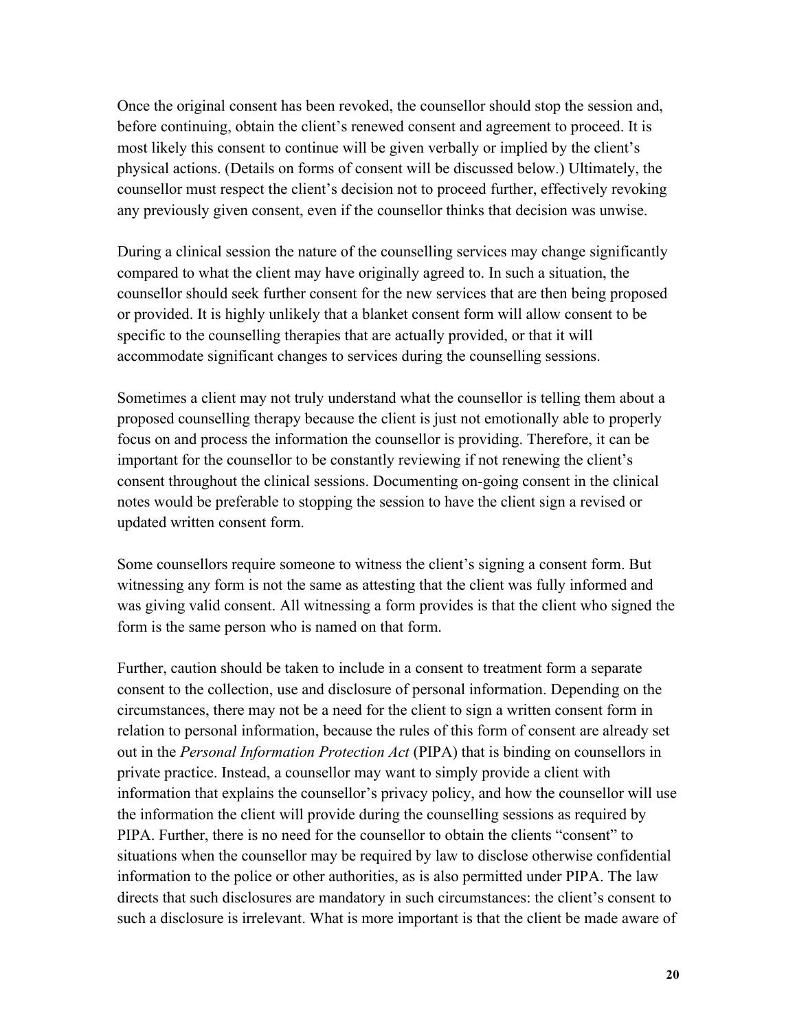Once the original consent has been revoked, the counsellor should stop the session and, before continuing, obtain the client's renewed consent and agreement to proceed. It is most likely this consent to continue will be given verbally or implied by the client's physical actions. (Details on forms of consent will be discussed below.) Ultimately, the counsellor must respect the client's decision not to proceed further, effectively revoking any previously given consent, even if the counsellor thinks that decision was unwise.

During a clinical session the nature of the counselling services may change significantly compared to what the client may have originally agreed to. In such a situation, the counsellor should seek further consent for the new services that are then being proposed or provided. It is highly unlikely that a blanket consent form will allow consent to be specific to the counselling therapies that are actually provided, or that it will accommodate significant changes to services during the counselling sessions.

Sometimes a client may not truly understand what the counsellor is telling them about a proposed counselling therapy because the client is just not emotionally able to properly focus on and process the information the counsellor is providing. Therefore, it can be important for the counsellor to be constantly reviewing if not renewing the client's consent throughout the clinical sessions. Documenting on-going consent in the clinical notes would be preferable to stopping the session to have the client sign a revised or updated written consent form.

Some counsellors require someone to witness the client's signing a consent form. But witnessing any form is not the same as attesting that the client was fully informed and was giving valid consent. All witnessing a form provides is that the client who signed the form is the same person who is named on that form.

Further, caution should be taken to include in a consent to treatment form a separate consent to the collection, use and disclosure of personal information. Depending on the circumstances, there may not be a need for the client to sign a written consent form in relation to personal information, because the rules of this form of consent are already set out in the *Personal Information Protection Act* (PIPA) that is binding on counsellors in private practice. Instead, a counsellor may want to simply provide a client with information that explains the counsellor's privacy policy, and how the counsellor will use the information the client will provide during the counselling sessions as required by PIPA. Further, there is no need for the counsellor to obtain the clients "consent" to situations when the counsellor may be required by law to disclose otherwise confidential information to the police or other authorities, as is also permitted under PIPA. The law directs that such disclosures are mandatory in such circumstances: the client's consent to such a disclosure is irrelevant. What is more important is that the client be made aware of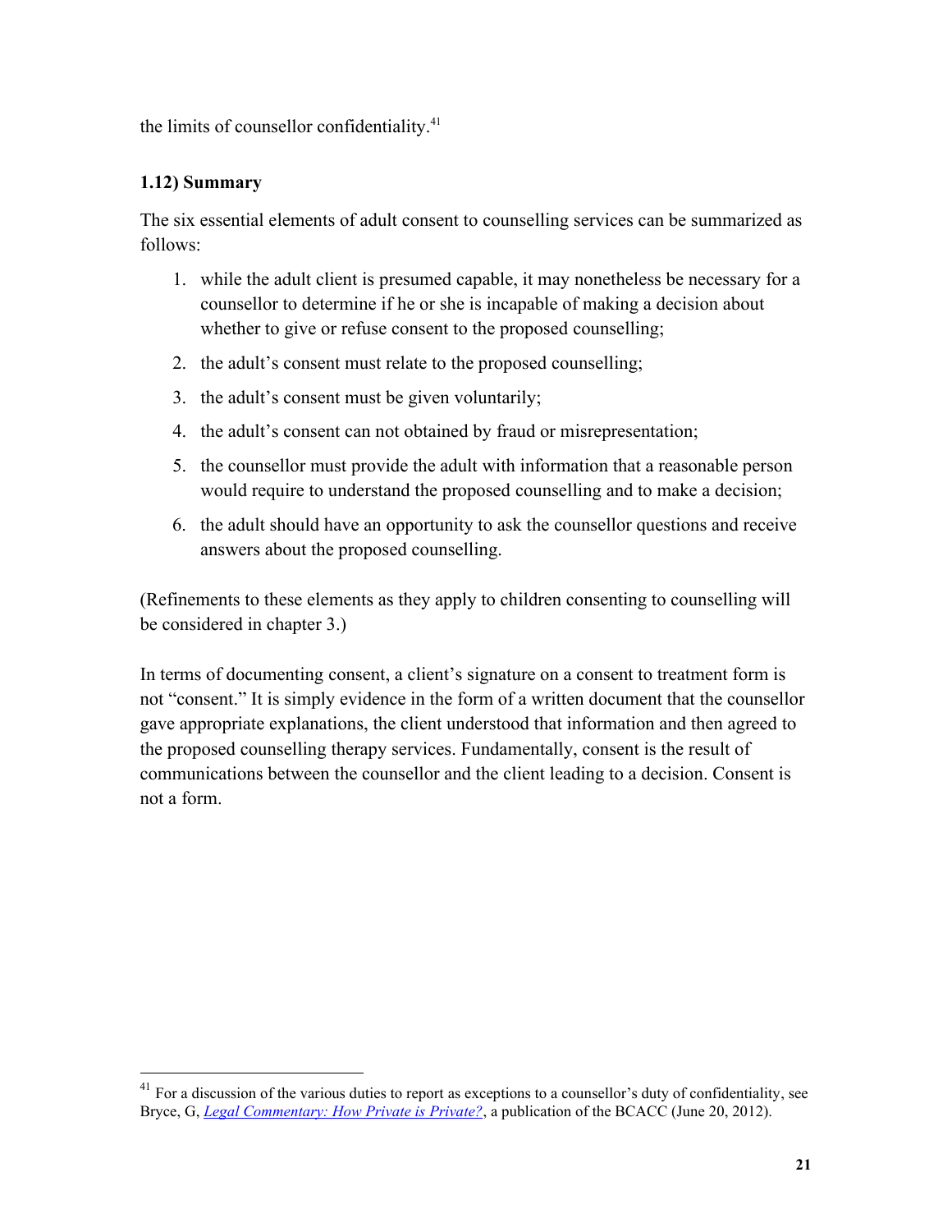the limits of counsellor confidentiality.[41]

### 1.12) Summary

The six essential elements of adult consent to counselling services can be summarized as follows:

1. while the adult client is presumed capable, it may nonetheless be necessary for a counsellor to determine if he or she is incapable of making a decision about whether to give or refuse consent to the proposed counselling;
2. the adult's consent must relate to the proposed counselling;
3. the adult's consent must be given voluntarily;
4. the adult's consent can not obtained by fraud or misrepresentation;
5. the counsellor must provide the adult with information that a reasonable person would require to understand the proposed counselling and to make a decision;
6. the adult should have an opportunity to ask the counsellor questions and receive answers about the proposed counselling.

(Refinements to these elements as they apply to children consenting to counselling will be considered in chapter 3.)

In terms of documenting consent, a client's signature on a consent to treatment form is not "consent." It is simply evidence in the form of a written document that the counsellor gave appropriate explanations, the client understood that information and then agreed to the proposed counselling therapy services. Fundamentally, consent is the result of communications between the counsellor and the client leading to a decision. Consent is not a form.

---

[41] For a discussion of the various duties to report as exceptions to a counsellor's duty of confidentiality, see Bryce, G, *Legal Commentary: How Private is Private?*, a publication of the BCACC (June 20, 2012).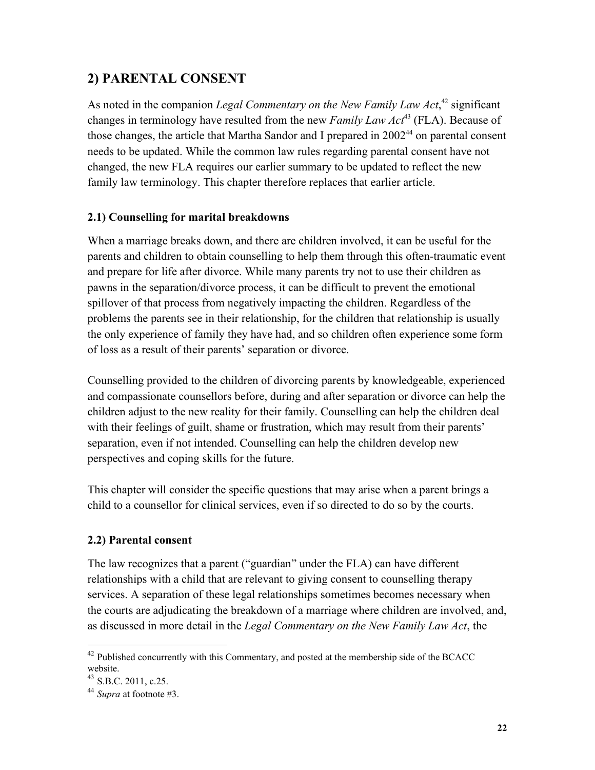## 2) PARENTAL CONSENT

As noted in the companion *Legal Commentary on the New Family Law Act*,[42] significant changes in terminology have resulted from the new *Family Law Act*[43] (FLA). Because of those changes, the article that Martha Sandor and I prepared in 2002[44] on parental consent needs to be updated. While the common law rules regarding parental consent have not changed, the new FLA requires our earlier summary to be updated to reflect the new family law terminology. This chapter therefore replaces that earlier article.

### 2.1) Counselling for marital breakdowns

When a marriage breaks down, and there are children involved, it can be useful for the parents and children to obtain counselling to help them through this often-traumatic event and prepare for life after divorce. While many parents try not to use their children as pawns in the separation/divorce process, it can be difficult to prevent the emotional spillover of that process from negatively impacting the children. Regardless of the problems the parents see in their relationship, for the children that relationship is usually the only experience of family they have had, and so children often experience some form of loss as a result of their parents' separation or divorce.

Counselling provided to the children of divorcing parents by knowledgeable, experienced and compassionate counsellors before, during and after separation or divorce can help the children adjust to the new reality for their family. Counselling can help the children deal with their feelings of guilt, shame or frustration, which may result from their parents' separation, even if not intended. Counselling can help the children develop new perspectives and coping skills for the future.

This chapter will consider the specific questions that may arise when a parent brings a child to a counsellor for clinical services, even if so directed to do so by the courts.

### 2.2) Parental consent

The law recognizes that a parent ("guardian" under the FLA) can have different relationships with a child that are relevant to giving consent to counselling therapy services. A separation of these legal relationships sometimes becomes necessary when the courts are adjudicating the breakdown of a marriage where children are involved, and, as discussed in more detail in the *Legal Commentary on the New Family Law Act*, the

[42] Published concurrently with this Commentary, and posted at the membership side of the BCACC website.

[43] S.B.C. 2011, c.25.

[44] *Supra* at footnote #3.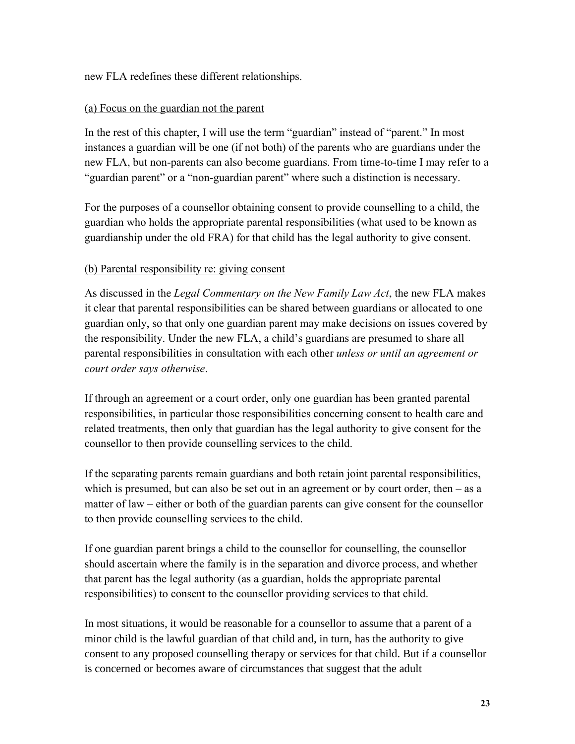new FLA redefines these different relationships.

(a) Focus on the guardian not the parent

In the rest of this chapter, I will use the term "guardian" instead of "parent." In most instances a guardian will be one (if not both) of the parents who are guardians under the new FLA, but non-parents can also become guardians. From time-to-time I may refer to a "guardian parent" or a "non-guardian parent" where such a distinction is necessary.

For the purposes of a counsellor obtaining consent to provide counselling to a child, the guardian who holds the appropriate parental responsibilities (what used to be known as guardianship under the old FRA) for that child has the legal authority to give consent.

(b) Parental responsibility re: giving consent

As discussed in the *Legal Commentary on the New Family Law Act*, the new FLA makes it clear that parental responsibilities can be shared between guardians or allocated to one guardian only, so that only one guardian parent may make decisions on issues covered by the responsibility. Under the new FLA, a child's guardians are presumed to share all parental responsibilities in consultation with each other *unless or until an agreement or court order says otherwise*.

If through an agreement or a court order, only one guardian has been granted parental responsibilities, in particular those responsibilities concerning consent to health care and related treatments, then only that guardian has the legal authority to give consent for the counsellor to then provide counselling services to the child.

If the separating parents remain guardians and both retain joint parental responsibilities, which is presumed, but can also be set out in an agreement or by court order, then – as a matter of law – either or both of the guardian parents can give consent for the counsellor to then provide counselling services to the child.

If one guardian parent brings a child to the counsellor for counselling, the counsellor should ascertain where the family is in the separation and divorce process, and whether that parent has the legal authority (as a guardian, holds the appropriate parental responsibilities) to consent to the counsellor providing services to that child.

In most situations, it would be reasonable for a counsellor to assume that a parent of a minor child is the lawful guardian of that child and, in turn, has the authority to give consent to any proposed counselling therapy or services for that child. But if a counsellor is concerned or becomes aware of circumstances that suggest that the adult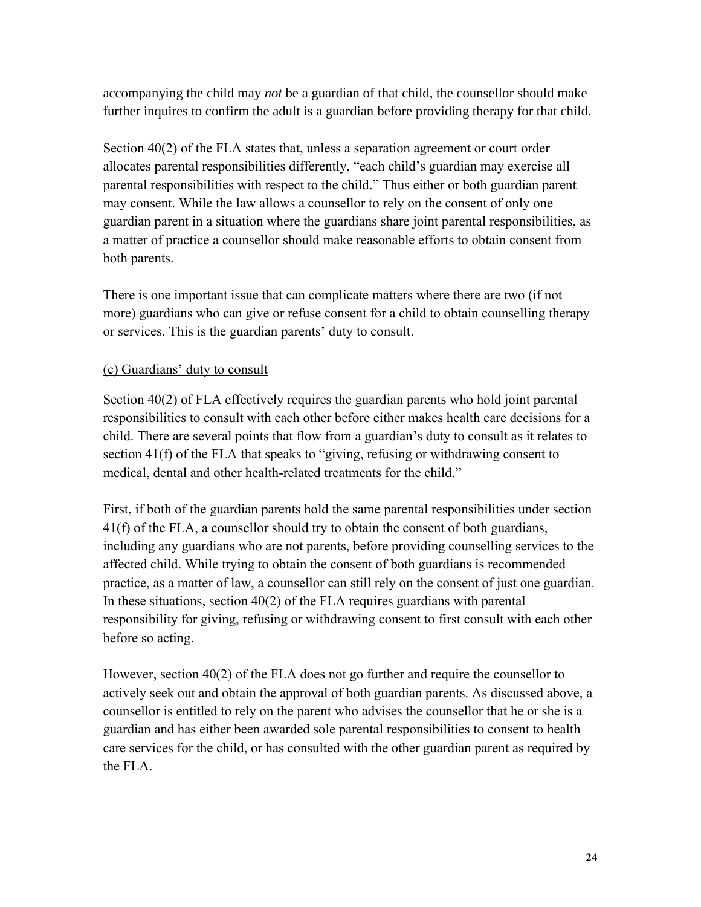accompanying the child may *not* be a guardian of that child, the counsellor should make further inquires to confirm the adult is a guardian before providing therapy for that child.

Section 40(2) of the FLA states that, unless a separation agreement or court order allocates parental responsibilities differently, "each child's guardian may exercise all parental responsibilities with respect to the child." Thus either or both guardian parent may consent. While the law allows a counsellor to rely on the consent of only one guardian parent in a situation where the guardians share joint parental responsibilities, as a matter of practice a counsellor should make reasonable efforts to obtain consent from both parents.

There is one important issue that can complicate matters where there are two (if not more) guardians who can give or refuse consent for a child to obtain counselling therapy or services. This is the guardian parents' duty to consult.

<u>(c) Guardians' duty to consult</u>

Section 40(2) of FLA effectively requires the guardian parents who hold joint parental responsibilities to consult with each other before either makes health care decisions for a child. There are several points that flow from a guardian's duty to consult as it relates to section 41(f) of the FLA that speaks to "giving, refusing or withdrawing consent to medical, dental and other health-related treatments for the child."

First, if both of the guardian parents hold the same parental responsibilities under section 41(f) of the FLA, a counsellor should try to obtain the consent of both guardians, including any guardians who are not parents, before providing counselling services to the affected child. While trying to obtain the consent of both guardians is recommended practice, as a matter of law, a counsellor can still rely on the consent of just one guardian. In these situations, section 40(2) of the FLA requires guardians with parental responsibility for giving, refusing or withdrawing consent to first consult with each other before so acting.

However, section 40(2) of the FLA does not go further and require the counsellor to actively seek out and obtain the approval of both guardian parents. As discussed above, a counsellor is entitled to rely on the parent who advises the counsellor that he or she is a guardian and has either been awarded sole parental responsibilities to consent to health care services for the child, or has consulted with the other guardian parent as required by the FLA.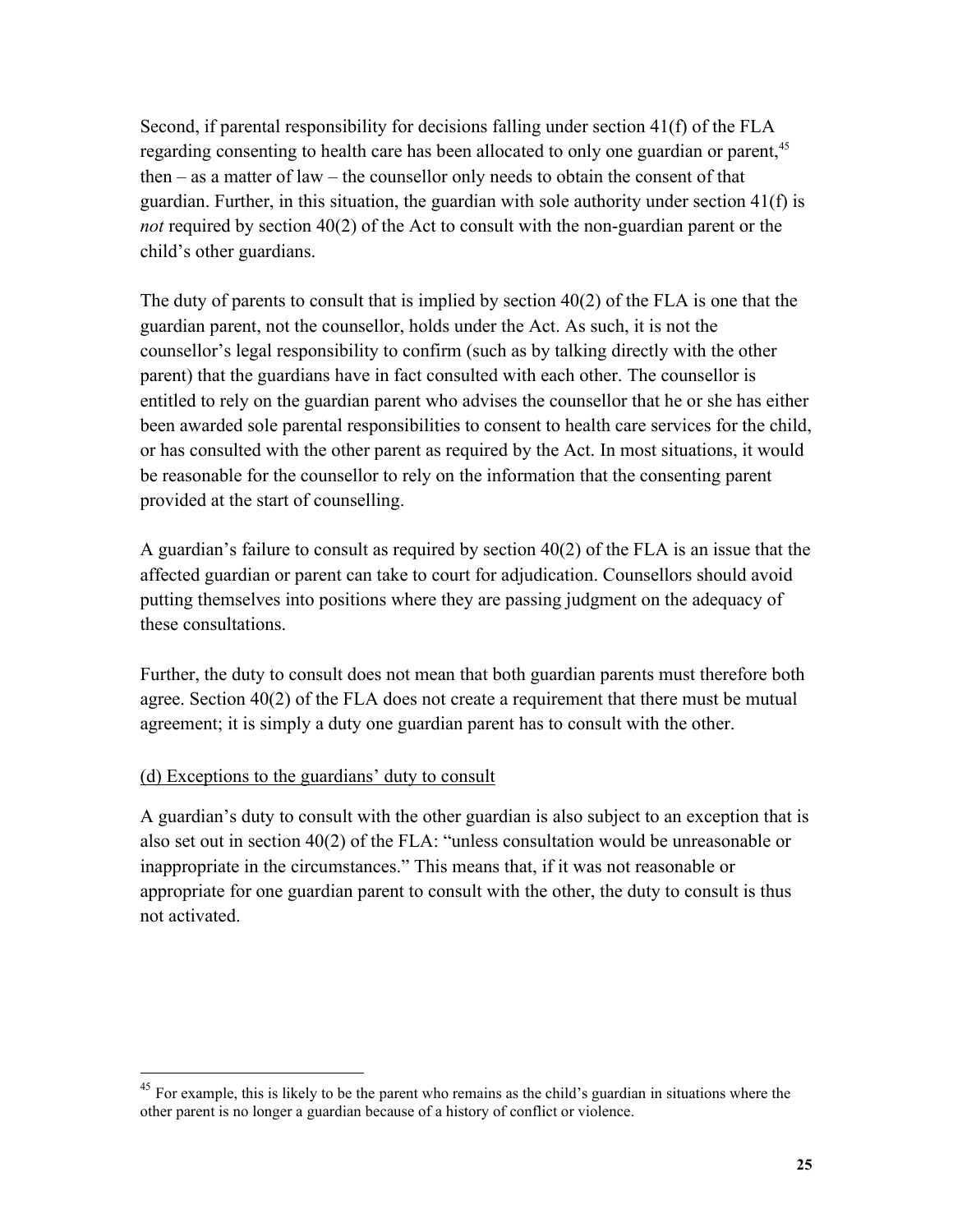Second, if parental responsibility for decisions falling under section 41(f) of the FLA regarding consenting to health care has been allocated to only one guardian or parent,[45] then – as a matter of law – the counsellor only needs to obtain the consent of that guardian. Further, in this situation, the guardian with sole authority under section 41(f) is *not* required by section 40(2) of the Act to consult with the non-guardian parent or the child's other guardians.

The duty of parents to consult that is implied by section 40(2) of the FLA is one that the guardian parent, not the counsellor, holds under the Act. As such, it is not the counsellor's legal responsibility to confirm (such as by talking directly with the other parent) that the guardians have in fact consulted with each other. The counsellor is entitled to rely on the guardian parent who advises the counsellor that he or she has either been awarded sole parental responsibilities to consent to health care services for the child, or has consulted with the other parent as required by the Act. In most situations, it would be reasonable for the counsellor to rely on the information that the consenting parent provided at the start of counselling.

A guardian's failure to consult as required by section 40(2) of the FLA is an issue that the affected guardian or parent can take to court for adjudication. Counsellors should avoid putting themselves into positions where they are passing judgment on the adequacy of these consultations.

Further, the duty to consult does not mean that both guardian parents must therefore both agree. Section 40(2) of the FLA does not create a requirement that there must be mutual agreement; it is simply a duty one guardian parent has to consult with the other.

(d) Exceptions to the guardians' duty to consult

A guardian's duty to consult with the other guardian is also subject to an exception that is also set out in section 40(2) of the FLA: "unless consultation would be unreasonable or inappropriate in the circumstances." This means that, if it was not reasonable or appropriate for one guardian parent to consult with the other, the duty to consult is thus not activated.

---

[45] For example, this is likely to be the parent who remains as the child's guardian in situations where the other parent is no longer a guardian because of a history of conflict or violence.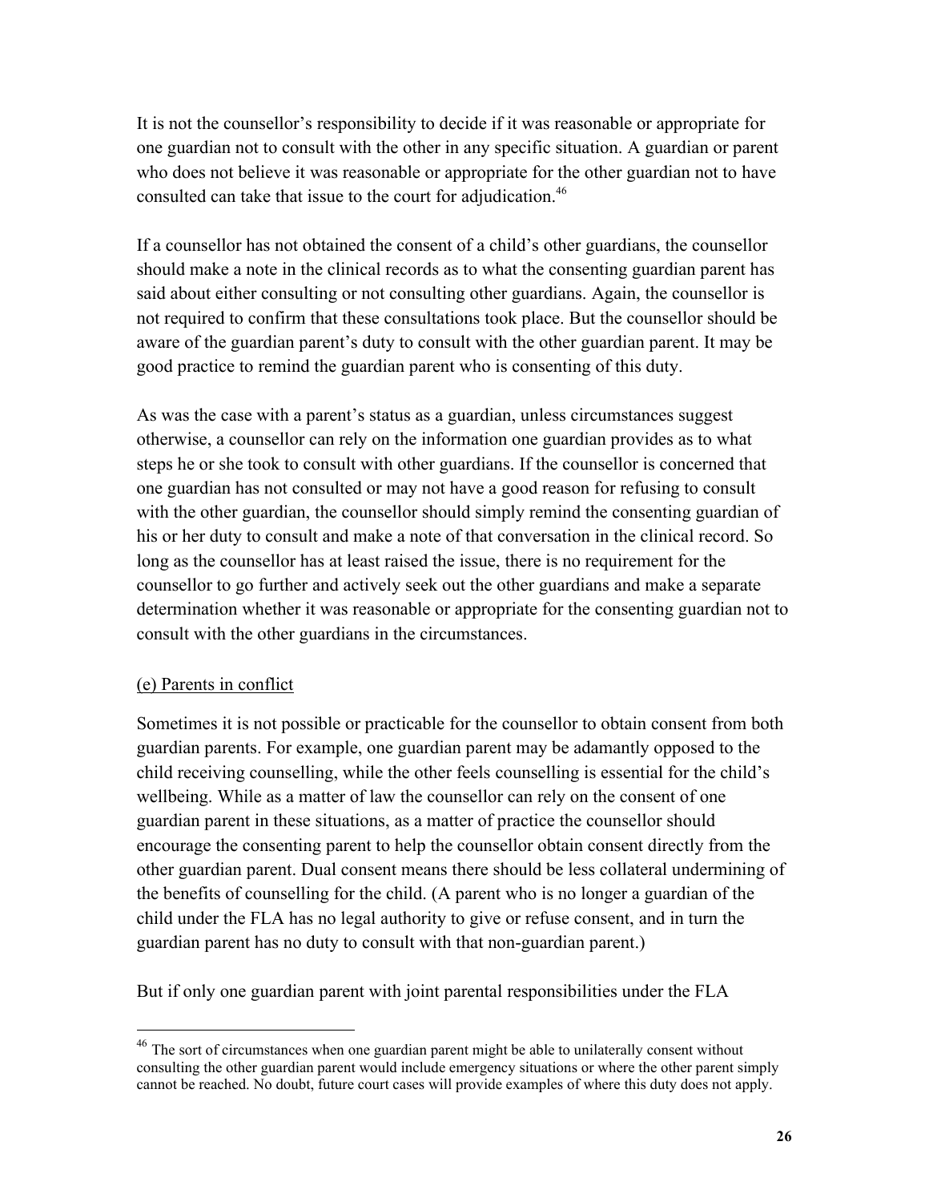It is not the counsellor's responsibility to decide if it was reasonable or appropriate for one guardian not to consult with the other in any specific situation. A guardian or parent who does not believe it was reasonable or appropriate for the other guardian not to have consulted can take that issue to the court for adjudication.[46]

If a counsellor has not obtained the consent of a child's other guardians, the counsellor should make a note in the clinical records as to what the consenting guardian parent has said about either consulting or not consulting other guardians. Again, the counsellor is not required to confirm that these consultations took place. But the counsellor should be aware of the guardian parent's duty to consult with the other guardian parent. It may be good practice to remind the guardian parent who is consenting of this duty.

As was the case with a parent's status as a guardian, unless circumstances suggest otherwise, a counsellor can rely on the information one guardian provides as to what steps he or she took to consult with other guardians. If the counsellor is concerned that one guardian has not consulted or may not have a good reason for refusing to consult with the other guardian, the counsellor should simply remind the consenting guardian of his or her duty to consult and make a note of that conversation in the clinical record. So long as the counsellor has at least raised the issue, there is no requirement for the counsellor to go further and actively seek out the other guardians and make a separate determination whether it was reasonable or appropriate for the consenting guardian not to consult with the other guardians in the circumstances.

<u>(e) Parents in conflict</u>

Sometimes it is not possible or practicable for the counsellor to obtain consent from both guardian parents. For example, one guardian parent may be adamantly opposed to the child receiving counselling, while the other feels counselling is essential for the child's wellbeing. While as a matter of law the counsellor can rely on the consent of one guardian parent in these situations, as a matter of practice the counsellor should encourage the consenting parent to help the counsellor obtain consent directly from the other guardian parent. Dual consent means there should be less collateral undermining of the benefits of counselling for the child. (A parent who is no longer a guardian of the child under the FLA has no legal authority to give or refuse consent, and in turn the guardian parent has no duty to consult with that non-guardian parent.)

But if only one guardian parent with joint parental responsibilities under the FLA

---

[46] The sort of circumstances when one guardian parent might be able to unilaterally consent without consulting the other guardian parent would include emergency situations or where the other parent simply cannot be reached. No doubt, future court cases will provide examples of where this duty does not apply.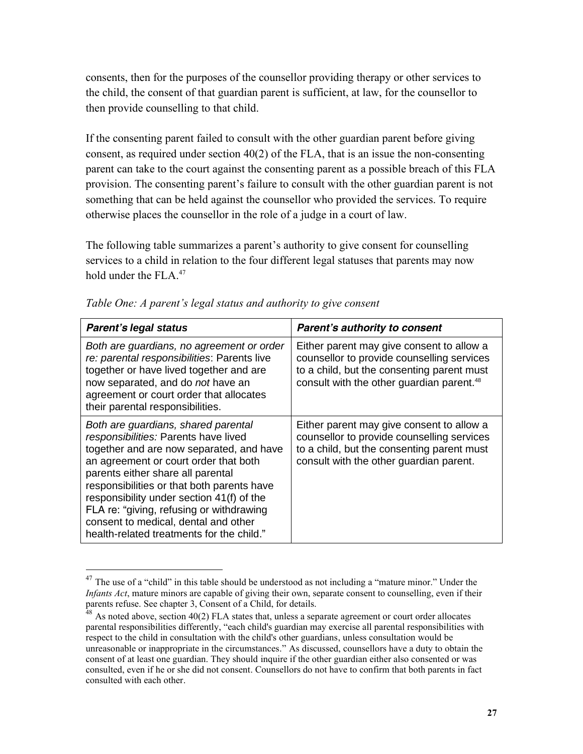consents, then for the purposes of the counsellor providing therapy or other services to the child, the consent of that guardian parent is sufficient, at law, for the counsellor to then provide counselling to that child.

If the consenting parent failed to consult with the other guardian parent before giving consent, as required under section 40(2) of the FLA, that is an issue the non-consenting parent can take to the court against the consenting parent as a possible breach of this FLA provision. The consenting parent's failure to consult with the other guardian parent is not something that can be held against the counsellor who provided the services. To require otherwise places the counsellor in the role of a judge in a court of law.

The following table summarizes a parent's authority to give consent for counselling services to a child in relation to the four different legal statuses that parents may now hold under the FLA.[47]

*Table One: A parent's legal status and authority to give consent*

| ***Parent's legal status*** | ***Parent's authority to consent*** |
| --- | --- |
| *Both are guardians, no agreement or order re: parental responsibilities*: Parents live together or have lived together and are now separated, and do *not* have an agreement or court order that allocates their parental responsibilities. | Either parent may give consent to allow a counsellor to provide counselling services to a child, but the consenting parent must consult with the other guardian parent.[48] |
| *Both are guardians, shared parental responsibilities:* Parents have lived together and are now separated, and have an agreement or court order that both parents either share all parental responsibilities or that both parents have responsibility under section 41(f) of the FLA re: "giving, refusing or withdrawing consent to medical, dental and other health-related treatments for the child." | Either parent may give consent to allow a counsellor to provide counselling services to a child, but the consenting parent must consult with the other guardian parent. |

[47] The use of a "child" in this table should be understood as not including a "mature minor." Under the *Infants Act*, mature minors are capable of giving their own, separate consent to counselling, even if their parents refuse. See chapter 3, Consent of a Child, for details.

[48] As noted above, section 40(2) FLA states that, unless a separate agreement or court order allocates parental responsibilities differently, "each child's guardian may exercise all parental responsibilities with respect to the child in consultation with the child's other guardians, unless consultation would be unreasonable or inappropriate in the circumstances." As discussed, counsellors have a duty to obtain the consent of at least one guardian. They should inquire if the other guardian either also consented or was consulted, even if he or she did not consent. Counsellors do not have to confirm that both parents in fact consulted with each other.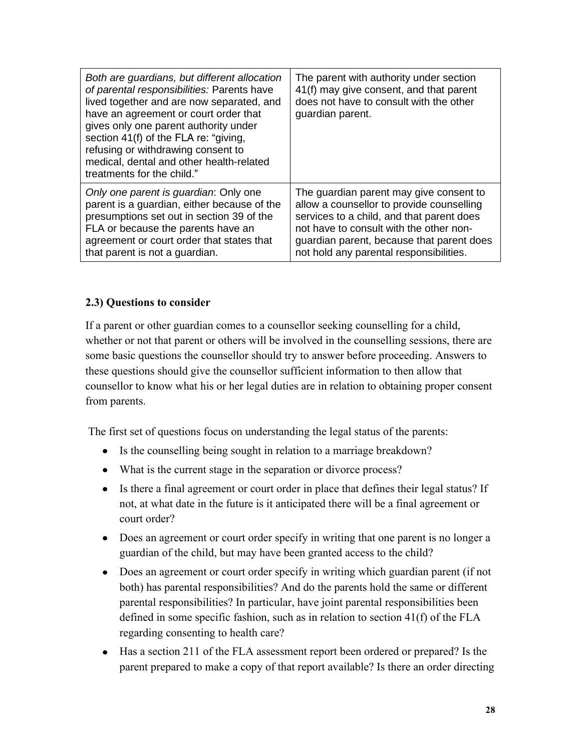| | |
|---|---|
| *Both are guardians, but different allocation of parental responsibilities:* Parents have lived together and are now separated, and have an agreement or court order that gives only one parent authority under section 41(f) of the FLA re: "giving, refusing or withdrawing consent to medical, dental and other health-related treatments for the child." | The parent with authority under section 41(f) may give consent, and that parent does not have to consult with the other guardian parent. |
| *Only one parent is guardian*: Only one parent is a guardian, either because of the presumptions set out in section 39 of the FLA or because the parents have an agreement or court order that states that that parent is not a guardian. | The guardian parent may give consent to allow a counsellor to provide counselling services to a child, and that parent does not have to consult with the other non-guardian parent, because that parent does not hold any parental responsibilities. |

### 2.3) Questions to consider

If a parent or other guardian comes to a counsellor seeking counselling for a child, whether or not that parent or others will be involved in the counselling sessions, there are some basic questions the counsellor should try to answer before proceeding. Answers to these questions should give the counsellor sufficient information to then allow that counsellor to know what his or her legal duties are in relation to obtaining proper consent from parents.

The first set of questions focus on understanding the legal status of the parents:

- Is the counselling being sought in relation to a marriage breakdown?
- What is the current stage in the separation or divorce process?
- Is there a final agreement or court order in place that defines their legal status? If not, at what date in the future is it anticipated there will be a final agreement or court order?
- Does an agreement or court order specify in writing that one parent is no longer a guardian of the child, but may have been granted access to the child?
- Does an agreement or court order specify in writing which guardian parent (if not both) has parental responsibilities? And do the parents hold the same or different parental responsibilities? In particular, have joint parental responsibilities been defined in some specific fashion, such as in relation to section 41(f) of the FLA regarding consenting to health care?
- Has a section 211 of the FLA assessment report been ordered or prepared? Is the parent prepared to make a copy of that report available? Is there an order directing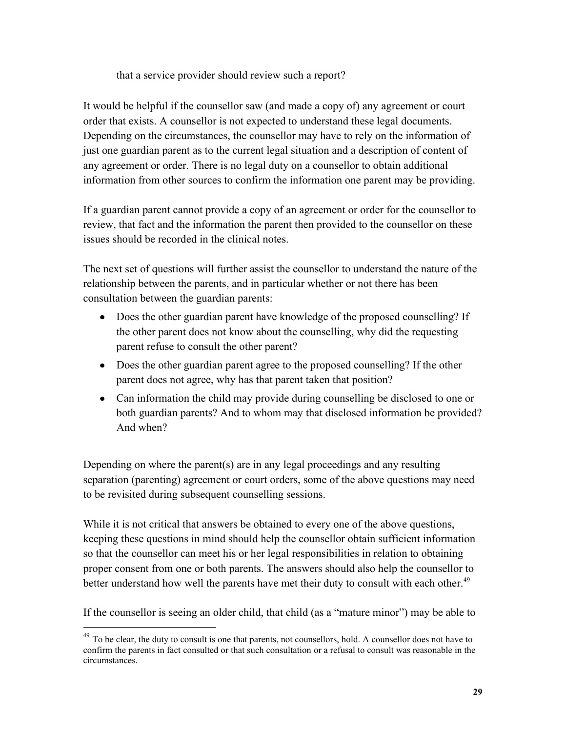that a service provider should review such a report?

It would be helpful if the counsellor saw (and made a copy of) any agreement or court order that exists. A counsellor is not expected to understand these legal documents. Depending on the circumstances, the counsellor may have to rely on the information of just one guardian parent as to the current legal situation and a description of content of any agreement or order. There is no legal duty on a counsellor to obtain additional information from other sources to confirm the information one parent may be providing.

If a guardian parent cannot provide a copy of an agreement or order for the counsellor to review, that fact and the information the parent then provided to the counsellor on these issues should be recorded in the clinical notes.

The next set of questions will further assist the counsellor to understand the nature of the relationship between the parents, and in particular whether or not there has been consultation between the guardian parents:

- Does the other guardian parent have knowledge of the proposed counselling? If the other parent does not know about the counselling, why did the requesting parent refuse to consult the other parent?
- Does the other guardian parent agree to the proposed counselling? If the other parent does not agree, why has that parent taken that position?
- Can information the child may provide during counselling be disclosed to one or both guardian parents? And to whom may that disclosed information be provided? And when?

Depending on where the parent(s) are in any legal proceedings and any resulting separation (parenting) agreement or court orders, some of the above questions may need to be revisited during subsequent counselling sessions.

While it is not critical that answers be obtained to every one of the above questions, keeping these questions in mind should help the counsellor obtain sufficient information so that the counsellor can meet his or her legal responsibilities in relation to obtaining proper consent from one or both parents. The answers should also help the counsellor to better understand how well the parents have met their duty to consult with each other.[49]

If the counsellor is seeing an older child, that child (as a "mature minor") may be able to

[49] To be clear, the duty to consult is one that parents, not counsellors, hold. A counsellor does not have to confirm the parents in fact consulted or that such consultation or a refusal to consult was reasonable in the circumstances.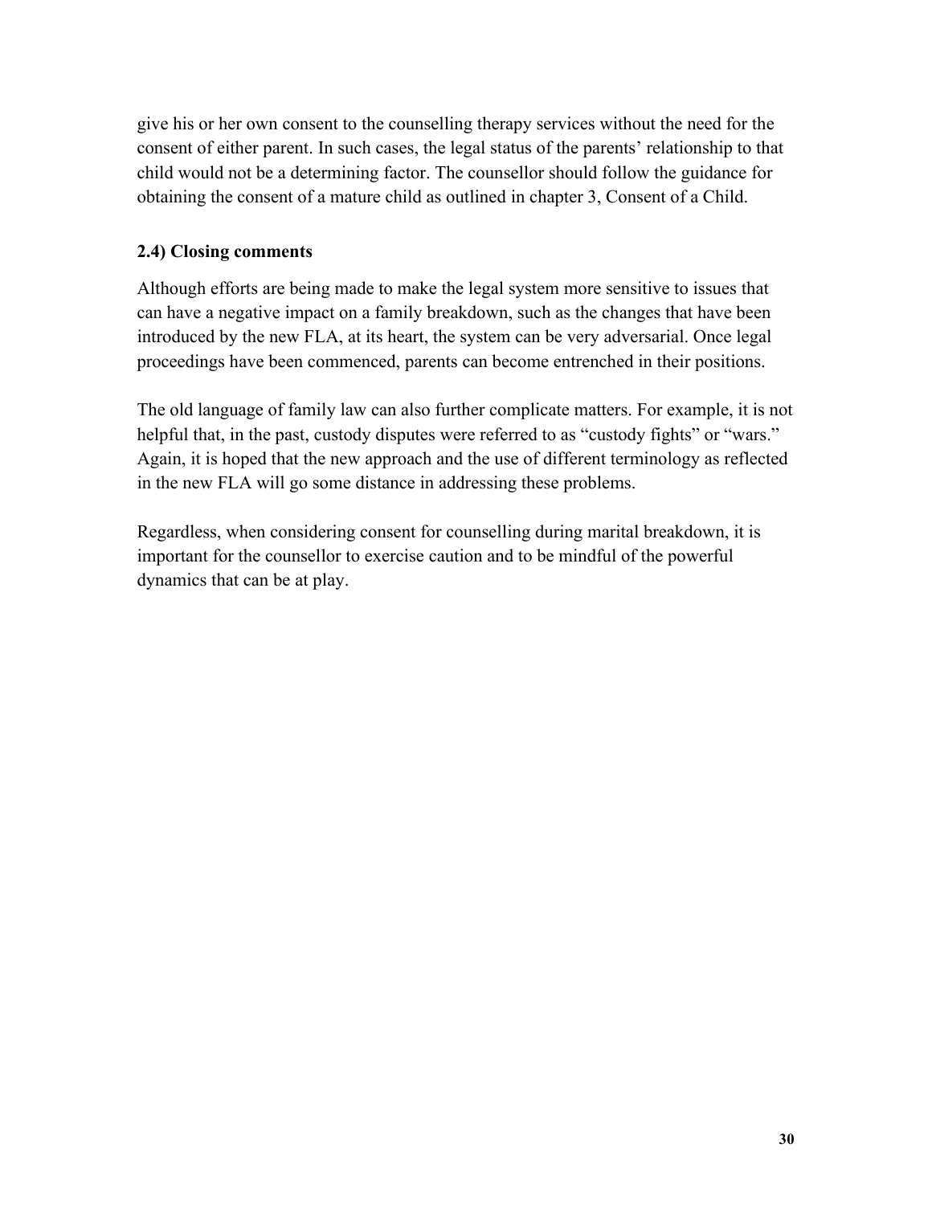give his or her own consent to the counselling therapy services without the need for the consent of either parent. In such cases, the legal status of the parents' relationship to that child would not be a determining factor. The counsellor should follow the guidance for obtaining the consent of a mature child as outlined in chapter 3, Consent of a Child.

### 2.4) Closing comments

Although efforts are being made to make the legal system more sensitive to issues that can have a negative impact on a family breakdown, such as the changes that have been introduced by the new FLA, at its heart, the system can be very adversarial. Once legal proceedings have been commenced, parents can become entrenched in their positions.

The old language of family law can also further complicate matters. For example, it is not helpful that, in the past, custody disputes were referred to as "custody fights" or "wars." Again, it is hoped that the new approach and the use of different terminology as reflected in the new FLA will go some distance in addressing these problems.

Regardless, when considering consent for counselling during marital breakdown, it is important for the counsellor to exercise caution and to be mindful of the powerful dynamics that can be at play.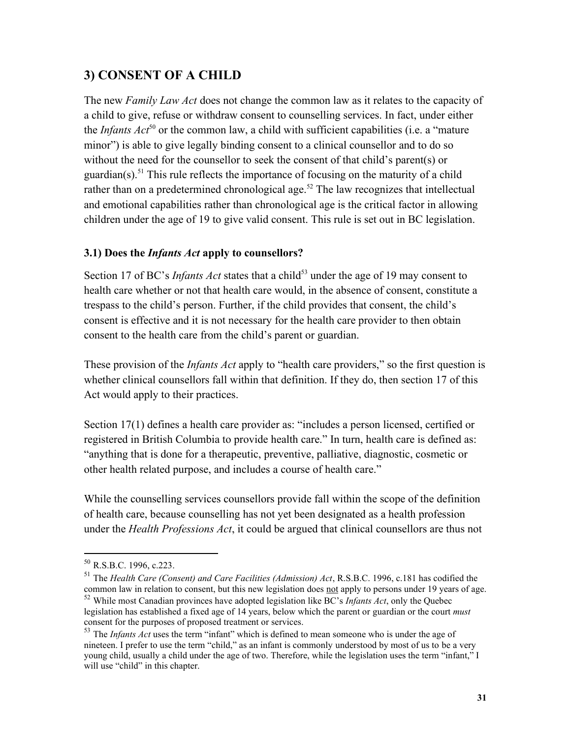## 3) CONSENT OF A CHILD

The new *Family Law Act* does not change the common law as it relates to the capacity of a child to give, refuse or withdraw consent to counselling services. In fact, under either the *Infants Act*[50] or the common law, a child with sufficient capabilities (i.e. a "mature minor") is able to give legally binding consent to a clinical counsellor and to do so without the need for the counsellor to seek the consent of that child's parent(s) or guardian(s).[51] This rule reflects the importance of focusing on the maturity of a child rather than on a predetermined chronological age.[52] The law recognizes that intellectual and emotional capabilities rather than chronological age is the critical factor in allowing children under the age of 19 to give valid consent. This rule is set out in BC legislation.

### 3.1) Does the *Infants Act* apply to counsellors?

Section 17 of BC's *Infants Act* states that a child[53] under the age of 19 may consent to health care whether or not that health care would, in the absence of consent, constitute a trespass to the child's person. Further, if the child provides that consent, the child's consent is effective and it is not necessary for the health care provider to then obtain consent to the health care from the child's parent or guardian.

These provision of the *Infants Act* apply to "health care providers," so the first question is whether clinical counsellors fall within that definition. If they do, then section 17 of this Act would apply to their practices.

Section 17(1) defines a health care provider as: "includes a person licensed, certified or registered in British Columbia to provide health care." In turn, health care is defined as: "anything that is done for a therapeutic, preventive, palliative, diagnostic, cosmetic or other health related purpose, and includes a course of health care."

While the counselling services counsellors provide fall within the scope of the definition of health care, because counselling has not yet been designated as a health profession under the *Health Professions Act*, it could be argued that clinical counsellors are thus not

---

[50] R.S.B.C. 1996, c.223.

[51] The *Health Care (Consent) and Care Facilities (Admission) Act*, R.S.B.C. 1996, c.181 has codified the common law in relation to consent, but this new legislation does not apply to persons under 19 years of age.

[52] While most Canadian provinces have adopted legislation like BC's *Infants Act*, only the Quebec legislation has established a fixed age of 14 years, below which the parent or guardian or the court *must* consent for the purposes of proposed treatment or services.

[53] The *Infants Act* uses the term "infant" which is defined to mean someone who is under the age of nineteen. I prefer to use the term "child," as an infant is commonly understood by most of us to be a very young child, usually a child under the age of two. Therefore, while the legislation uses the term "infant," I will use "child" in this chapter.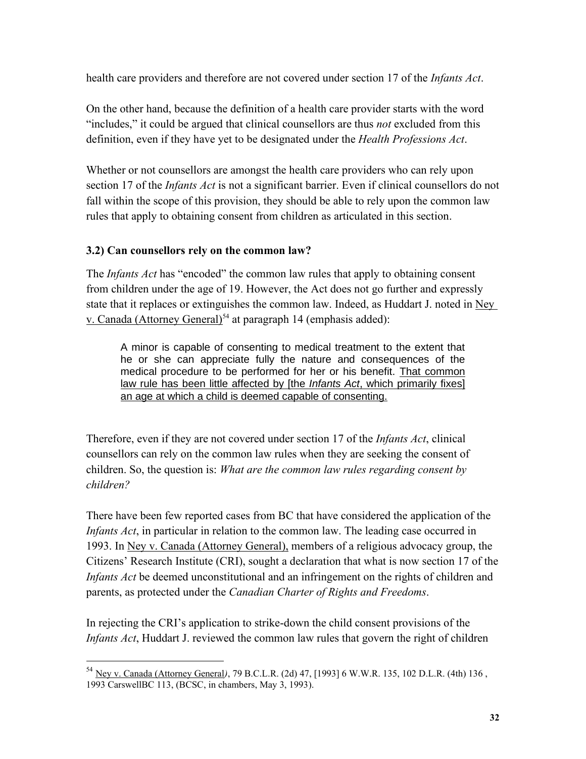health care providers and therefore are not covered under section 17 of the *Infants Act*.

On the other hand, because the definition of a health care provider starts with the word "includes," it could be argued that clinical counsellors are thus *not* excluded from this definition, even if they have yet to be designated under the *Health Professions Act*.

Whether or not counsellors are amongst the health care providers who can rely upon section 17 of the *Infants Act* is not a significant barrier. Even if clinical counsellors do not fall within the scope of this provision, they should be able to rely upon the common law rules that apply to obtaining consent from children as articulated in this section.

### 3.2) Can counsellors rely on the common law?

The *Infants Act* has "encoded" the common law rules that apply to obtaining consent from children under the age of 19. However, the Act does not go further and expressly state that it replaces or extinguishes the common law. Indeed, as Huddart J. noted in Ney v. Canada (Attorney General)[54] at paragraph 14 (emphasis added):

> A minor is capable of consenting to medical treatment to the extent that he or she can appreciate fully the nature and consequences of the medical procedure to be performed for her or his benefit. That common law rule has been little affected by [the *Infants Act*, which primarily fixes] an age at which a child is deemed capable of consenting.

Therefore, even if they are not covered under section 17 of the *Infants Act*, clinical counsellors can rely on the common law rules when they are seeking the consent of children. So, the question is: *What are the common law rules regarding consent by children?*

There have been few reported cases from BC that have considered the application of the *Infants Act*, in particular in relation to the common law. The leading case occurred in 1993. In Ney v. Canada (Attorney General), members of a religious advocacy group, the Citizens' Research Institute (CRI), sought a declaration that what is now section 17 of the *Infants Act* be deemed unconstitutional and an infringement on the rights of children and parents, as protected under the *Canadian Charter of Rights and Freedoms*.

In rejecting the CRI's application to strike-down the child consent provisions of the *Infants Act*, Huddart J. reviewed the common law rules that govern the right of children

[54] Ney v. Canada (Attorney General), 79 B.C.L.R. (2d) 47, [1993] 6 W.W.R. 135, 102 D.L.R. (4th) 136 , 1993 CarswellBC 113, (BCSC, in chambers, May 3, 1993).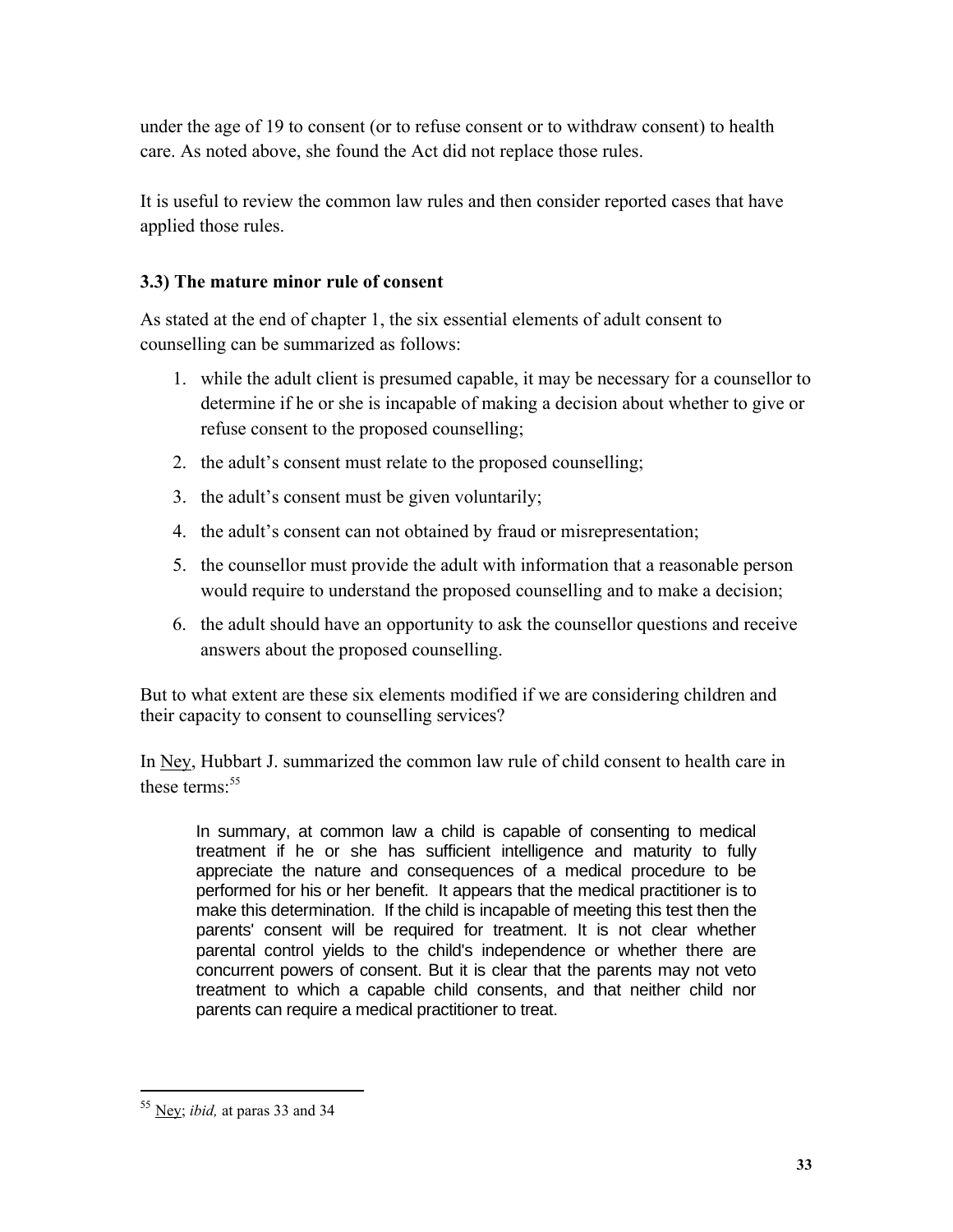under the age of 19 to consent (or to refuse consent or to withdraw consent) to health care. As noted above, she found the Act did not replace those rules.

It is useful to review the common law rules and then consider reported cases that have applied those rules.

### 3.3) The mature minor rule of consent

As stated at the end of chapter 1, the six essential elements of adult consent to counselling can be summarized as follows:

1. while the adult client is presumed capable, it may be necessary for a counsellor to determine if he or she is incapable of making a decision about whether to give or refuse consent to the proposed counselling;
2. the adult's consent must relate to the proposed counselling;
3. the adult's consent must be given voluntarily;
4. the adult's consent can not obtained by fraud or misrepresentation;
5. the counsellor must provide the adult with information that a reasonable person would require to understand the proposed counselling and to make a decision;
6. the adult should have an opportunity to ask the counsellor questions and receive answers about the proposed counselling.

But to what extent are these six elements modified if we are considering children and their capacity to consent to counselling services?

In Ney, Hubbart J. summarized the common law rule of child consent to health care in these terms:[55]

> In summary, at common law a child is capable of consenting to medical treatment if he or she has sufficient intelligence and maturity to fully appreciate the nature and consequences of a medical procedure to be performed for his or her benefit. It appears that the medical practitioner is to make this determination. If the child is incapable of meeting this test then the parents' consent will be required for treatment. It is not clear whether parental control yields to the child's independence or whether there are concurrent powers of consent. But it is clear that the parents may not veto treatment to which a capable child consents, and that neither child nor parents can require a medical practitioner to treat.

---

[55] Ney; *ibid,* at paras 33 and 34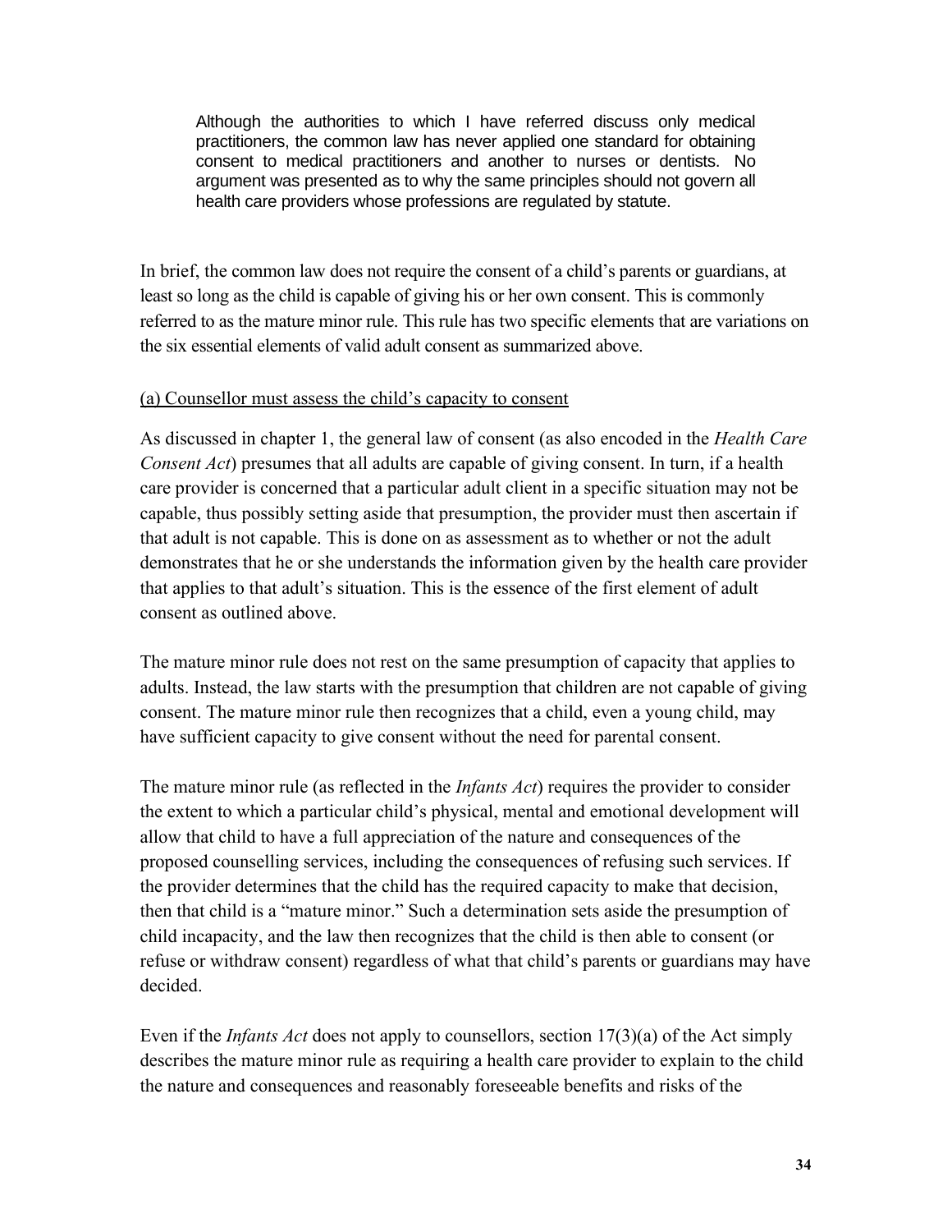> Although the authorities to which I have referred discuss only medical practitioners, the common law has never applied one standard for obtaining consent to medical practitioners and another to nurses or dentists. No argument was presented as to why the same principles should not govern all health care providers whose professions are regulated by statute.

In brief, the common law does not require the consent of a child's parents or guardians, at least so long as the child is capable of giving his or her own consent. This is commonly referred to as the mature minor rule. This rule has two specific elements that are variations on the six essential elements of valid adult consent as summarized above.

<u>(a) Counsellor must assess the child's capacity to consent</u>

As discussed in chapter 1, the general law of consent (as also encoded in the *Health Care Consent Act*) presumes that all adults are capable of giving consent. In turn, if a health care provider is concerned that a particular adult client in a specific situation may not be capable, thus possibly setting aside that presumption, the provider must then ascertain if that adult is not capable. This is done on as assessment as to whether or not the adult demonstrates that he or she understands the information given by the health care provider that applies to that adult's situation. This is the essence of the first element of adult consent as outlined above.

The mature minor rule does not rest on the same presumption of capacity that applies to adults. Instead, the law starts with the presumption that children are not capable of giving consent. The mature minor rule then recognizes that a child, even a young child, may have sufficient capacity to give consent without the need for parental consent.

The mature minor rule (as reflected in the *Infants Act*) requires the provider to consider the extent to which a particular child's physical, mental and emotional development will allow that child to have a full appreciation of the nature and consequences of the proposed counselling services, including the consequences of refusing such services. If the provider determines that the child has the required capacity to make that decision, then that child is a "mature minor." Such a determination sets aside the presumption of child incapacity, and the law then recognizes that the child is then able to consent (or refuse or withdraw consent) regardless of what that child's parents or guardians may have decided.

Even if the *Infants Act* does not apply to counsellors, section 17(3)(a) of the Act simply describes the mature minor rule as requiring a health care provider to explain to the child the nature and consequences and reasonably foreseeable benefits and risks of the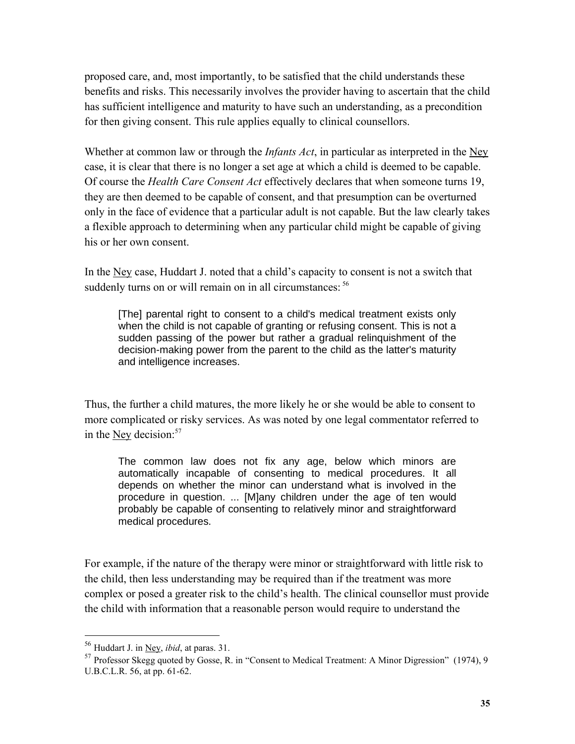proposed care, and, most importantly, to be satisfied that the child understands these benefits and risks. This necessarily involves the provider having to ascertain that the child has sufficient intelligence and maturity to have such an understanding, as a precondition for then giving consent. This rule applies equally to clinical counsellors.

Whether at common law or through the *Infants Act*, in particular as interpreted in the Ney case, it is clear that there is no longer a set age at which a child is deemed to be capable. Of course the *Health Care Consent Act* effectively declares that when someone turns 19, they are then deemed to be capable of consent, and that presumption can be overturned only in the face of evidence that a particular adult is not capable. But the law clearly takes a flexible approach to determining when any particular child might be capable of giving his or her own consent.

In the Ney case, Huddart J. noted that a child's capacity to consent is not a switch that suddenly turns on or will remain on in all circumstances: [56]

> [The] parental right to consent to a child's medical treatment exists only when the child is not capable of granting or refusing consent. This is not a sudden passing of the power but rather a gradual relinquishment of the decision-making power from the parent to the child as the latter's maturity and intelligence increases.

Thus, the further a child matures, the more likely he or she would be able to consent to more complicated or risky services. As was noted by one legal commentator referred to in the Ney decision:[57]

> The common law does not fix any age, below which minors are automatically incapable of consenting to medical procedures. It all depends on whether the minor can understand what is involved in the procedure in question. ... [M]any children under the age of ten would probably be capable of consenting to relatively minor and straightforward medical procedures.

For example, if the nature of the therapy were minor or straightforward with little risk to the child, then less understanding may be required than if the treatment was more complex or posed a greater risk to the child's health. The clinical counsellor must provide the child with information that a reasonable person would require to understand the

---

[56] Huddart J. in Ney, *ibid*, at paras. 31.

[57] Professor Skegg quoted by Gosse, R. in "Consent to Medical Treatment: A Minor Digression" (1974), 9 U.B.C.L.R. 56, at pp. 61-62.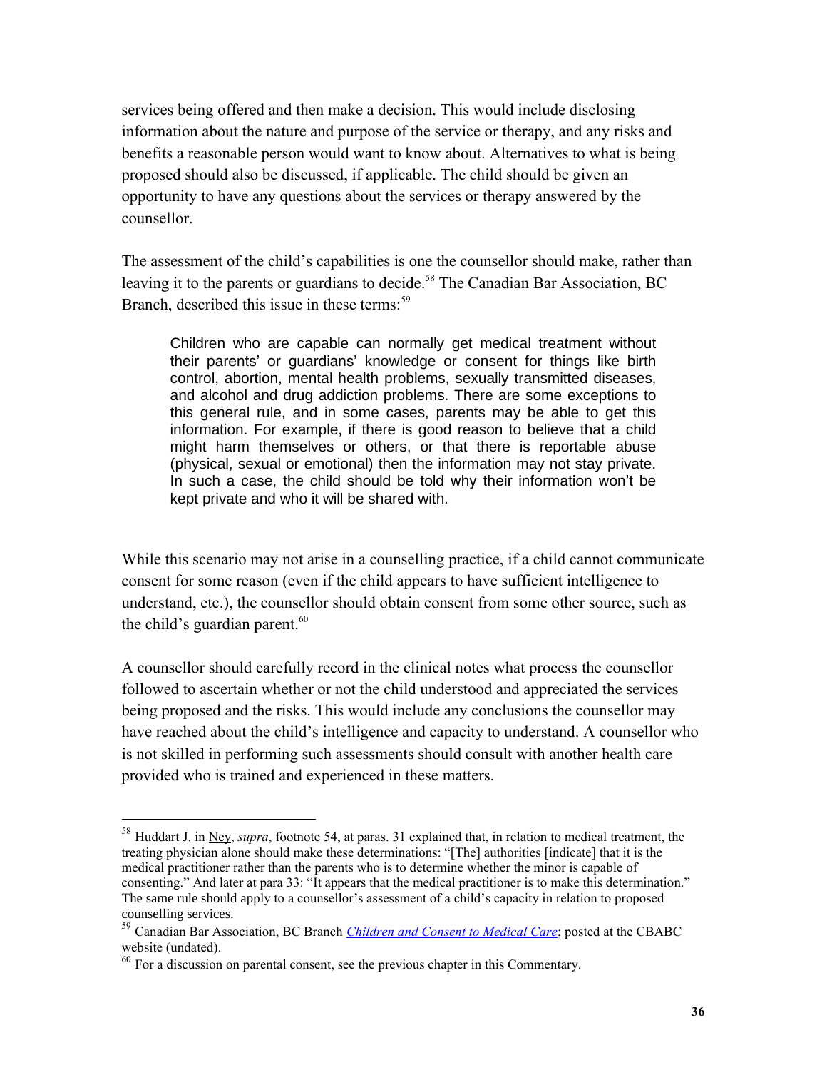services being offered and then make a decision. This would include disclosing information about the nature and purpose of the service or therapy, and any risks and benefits a reasonable person would want to know about. Alternatives to what is being proposed should also be discussed, if applicable. The child should be given an opportunity to have any questions about the services or therapy answered by the counsellor.

The assessment of the child's capabilities is one the counsellor should make, rather than leaving it to the parents or guardians to decide.[58] The Canadian Bar Association, BC Branch, described this issue in these terms:[59]

> Children who are capable can normally get medical treatment without their parents' or guardians' knowledge or consent for things like birth control, abortion, mental health problems, sexually transmitted diseases, and alcohol and drug addiction problems. There are some exceptions to this general rule, and in some cases, parents may be able to get this information. For example, if there is good reason to believe that a child might harm themselves or others, or that there is reportable abuse (physical, sexual or emotional) then the information may not stay private. In such a case, the child should be told why their information won't be kept private and who it will be shared with.

While this scenario may not arise in a counselling practice, if a child cannot communicate consent for some reason (even if the child appears to have sufficient intelligence to understand, etc.), the counsellor should obtain consent from some other source, such as the child's guardian parent.[60]

A counsellor should carefully record in the clinical notes what process the counsellor followed to ascertain whether or not the child understood and appreciated the services being proposed and the risks. This would include any conclusions the counsellor may have reached about the child's intelligence and capacity to understand. A counsellor who is not skilled in performing such assessments should consult with another health care provided who is trained and experienced in these matters.

---

[58] Huddart J. in Ney, *supra*, footnote 54, at paras. 31 explained that, in relation to medical treatment, the treating physician alone should make these determinations: "[The] authorities [indicate] that it is the medical practitioner rather than the parents who is to determine whether the minor is capable of consenting." And later at para 33: "It appears that the medical practitioner is to make this determination." The same rule should apply to a counsellor's assessment of a child's capacity in relation to proposed counselling services.

[59] Canadian Bar Association, BC Branch *Children and Consent to Medical Care*; posted at the CBABC website (undated).

[60] For a discussion on parental consent, see the previous chapter in this Commentary.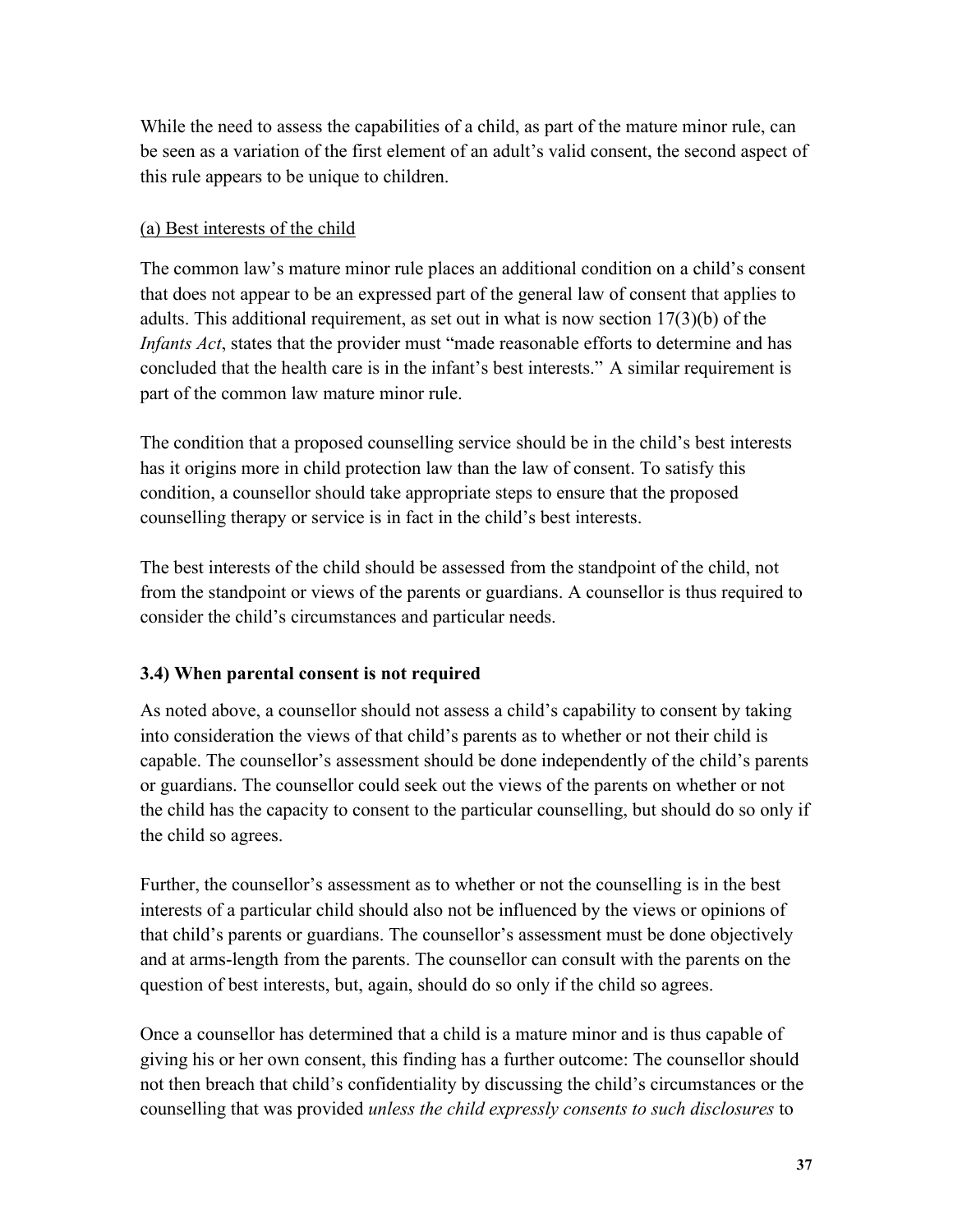While the need to assess the capabilities of a child, as part of the mature minor rule, can be seen as a variation of the first element of an adult's valid consent, the second aspect of this rule appears to be unique to children.

(a) Best interests of the child

The common law's mature minor rule places an additional condition on a child's consent that does not appear to be an expressed part of the general law of consent that applies to adults. This additional requirement, as set out in what is now section 17(3)(b) of the *Infants Act*, states that the provider must "made reasonable efforts to determine and has concluded that the health care is in the infant's best interests." A similar requirement is part of the common law mature minor rule.

The condition that a proposed counselling service should be in the child's best interests has it origins more in child protection law than the law of consent. To satisfy this condition, a counsellor should take appropriate steps to ensure that the proposed counselling therapy or service is in fact in the child's best interests.

The best interests of the child should be assessed from the standpoint of the child, not from the standpoint or views of the parents or guardians. A counsellor is thus required to consider the child's circumstances and particular needs.

### 3.4) When parental consent is not required

As noted above, a counsellor should not assess a child's capability to consent by taking into consideration the views of that child's parents as to whether or not their child is capable. The counsellor's assessment should be done independently of the child's parents or guardians. The counsellor could seek out the views of the parents on whether or not the child has the capacity to consent to the particular counselling, but should do so only if the child so agrees.

Further, the counsellor's assessment as to whether or not the counselling is in the best interests of a particular child should also not be influenced by the views or opinions of that child's parents or guardians. The counsellor's assessment must be done objectively and at arms-length from the parents. The counsellor can consult with the parents on the question of best interests, but, again, should do so only if the child so agrees.

Once a counsellor has determined that a child is a mature minor and is thus capable of giving his or her own consent, this finding has a further outcome: The counsellor should not then breach that child's confidentiality by discussing the child's circumstances or the counselling that was provided *unless the child expressly consents to such disclosures* to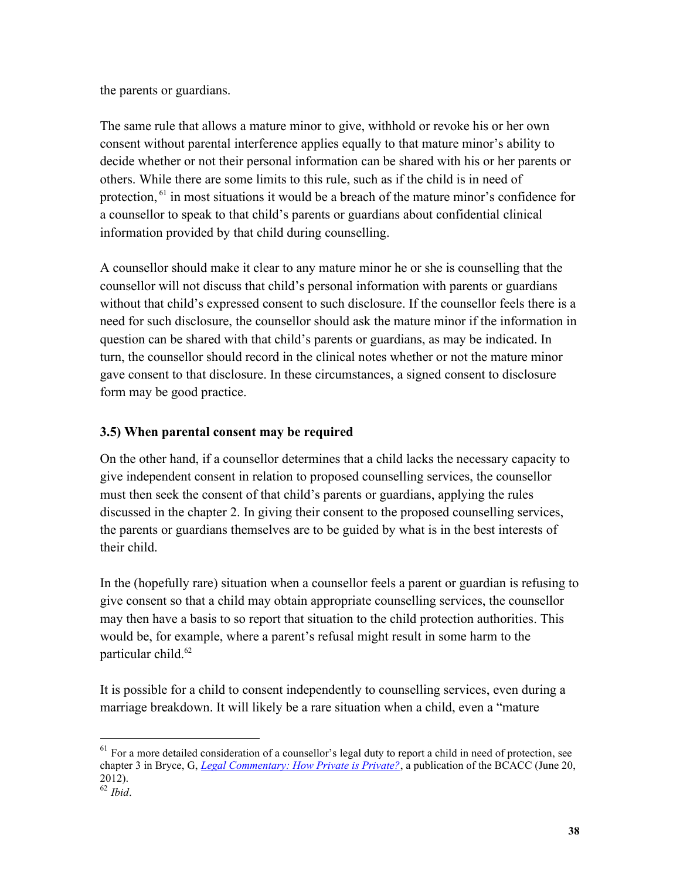the parents or guardians.

The same rule that allows a mature minor to give, withhold or revoke his or her own consent without parental interference applies equally to that mature minor's ability to decide whether or not their personal information can be shared with his or her parents or others. While there are some limits to this rule, such as if the child is in need of protection,[61] in most situations it would be a breach of the mature minor's confidence for a counsellor to speak to that child's parents or guardians about confidential clinical information provided by that child during counselling.

A counsellor should make it clear to any mature minor he or she is counselling that the counsellor will not discuss that child's personal information with parents or guardians without that child's expressed consent to such disclosure. If the counsellor feels there is a need for such disclosure, the counsellor should ask the mature minor if the information in question can be shared with that child's parents or guardians, as may be indicated. In turn, the counsellor should record in the clinical notes whether or not the mature minor gave consent to that disclosure. In these circumstances, a signed consent to disclosure form may be good practice.

### 3.5) When parental consent may be required

On the other hand, if a counsellor determines that a child lacks the necessary capacity to give independent consent in relation to proposed counselling services, the counsellor must then seek the consent of that child's parents or guardians, applying the rules discussed in the chapter 2. In giving their consent to the proposed counselling services, the parents or guardians themselves are to be guided by what is in the best interests of their child.

In the (hopefully rare) situation when a counsellor feels a parent or guardian is refusing to give consent so that a child may obtain appropriate counselling services, the counsellor may then have a basis to so report that situation to the child protection authorities. This would be, for example, where a parent's refusal might result in some harm to the particular child.[62]

It is possible for a child to consent independently to counselling services, even during a marriage breakdown. It will likely be a rare situation when a child, even a "mature

---

[61] For a more detailed consideration of a counsellor's legal duty to report a child in need of protection, see chapter 3 in Bryce, G, *Legal Commentary: How Private is Private?*, a publication of the BCACC (June 20, 2012).

[62] *Ibid*.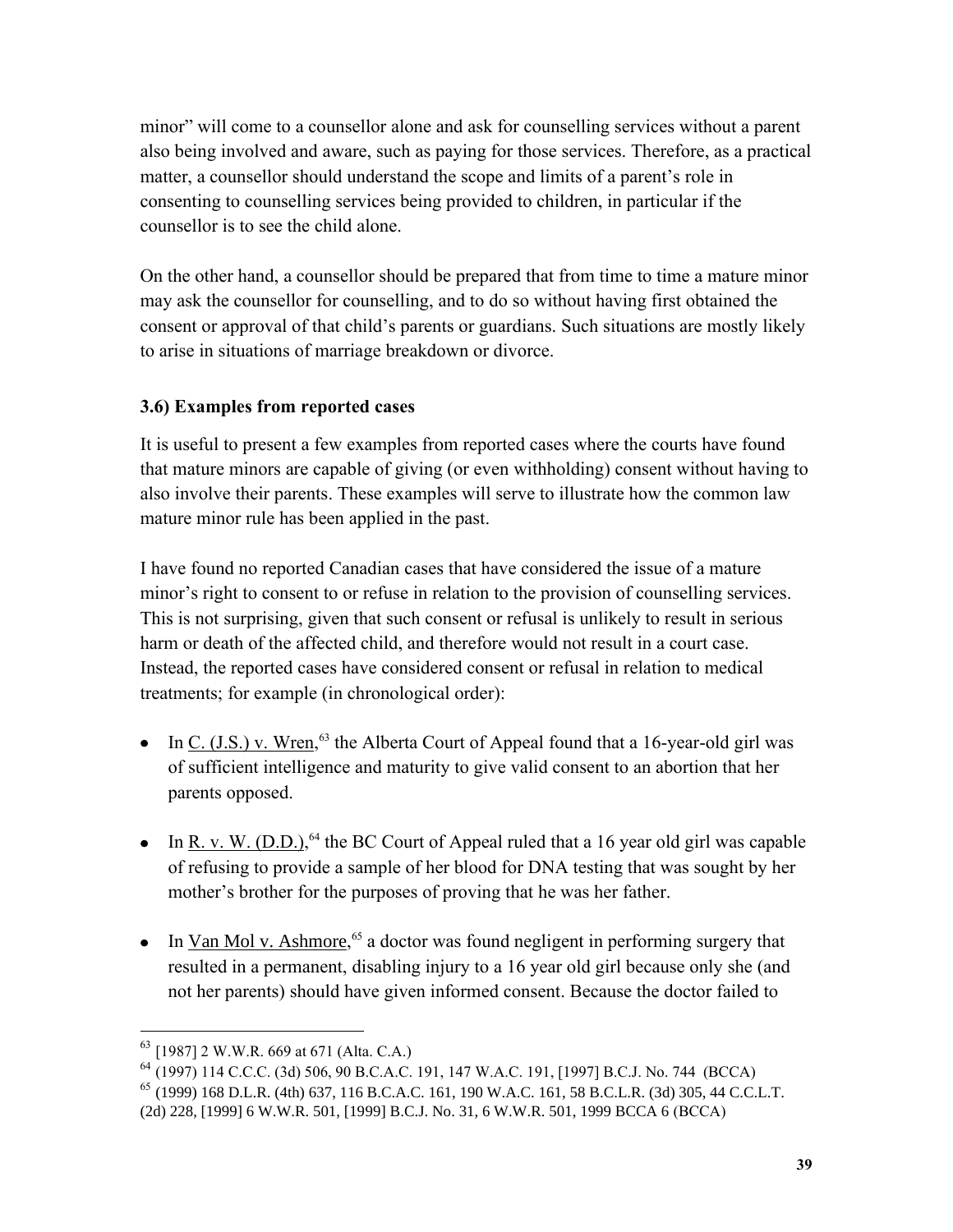minor" will come to a counsellor alone and ask for counselling services without a parent also being involved and aware, such as paying for those services. Therefore, as a practical matter, a counsellor should understand the scope and limits of a parent's role in consenting to counselling services being provided to children, in particular if the counsellor is to see the child alone.

On the other hand, a counsellor should be prepared that from time to time a mature minor may ask the counsellor for counselling, and to do so without having first obtained the consent or approval of that child's parents or guardians. Such situations are mostly likely to arise in situations of marriage breakdown or divorce.

### 3.6) Examples from reported cases

It is useful to present a few examples from reported cases where the courts have found that mature minors are capable of giving (or even withholding) consent without having to also involve their parents. These examples will serve to illustrate how the common law mature minor rule has been applied in the past.

I have found no reported Canadian cases that have considered the issue of a mature minor's right to consent to or refuse in relation to the provision of counselling services. This is not surprising, given that such consent or refusal is unlikely to result in serious harm or death of the affected child, and therefore would not result in a court case. Instead, the reported cases have considered consent or refusal in relation to medical treatments; for example (in chronological order):

- In C. (J.S.) v. Wren,[63] the Alberta Court of Appeal found that a 16-year-old girl was of sufficient intelligence and maturity to give valid consent to an abortion that her parents opposed.

- In R. v. W. (D.D.),[64] the BC Court of Appeal ruled that a 16 year old girl was capable of refusing to provide a sample of her blood for DNA testing that was sought by her mother's brother for the purposes of proving that he was her father.

- In Van Mol v. Ashmore,[65] a doctor was found negligent in performing surgery that resulted in a permanent, disabling injury to a 16 year old girl because only she (and not her parents) should have given informed consent. Because the doctor failed to

---

[63] [1987] 2 W.W.R. 669 at 671 (Alta. C.A.)

[64] (1997) 114 C.C.C. (3d) 506, 90 B.C.A.C. 191, 147 W.A.C. 191, [1997] B.C.J. No. 744 (BCCA)

[65] (1999) 168 D.L.R. (4th) 637, 116 B.C.A.C. 161, 190 W.A.C. 161, 58 B.C.L.R. (3d) 305, 44 C.C.L.T. (2d) 228, [1999] 6 W.W.R. 501, [1999] B.C.J. No. 31, 6 W.W.R. 501, 1999 BCCA 6 (BCCA)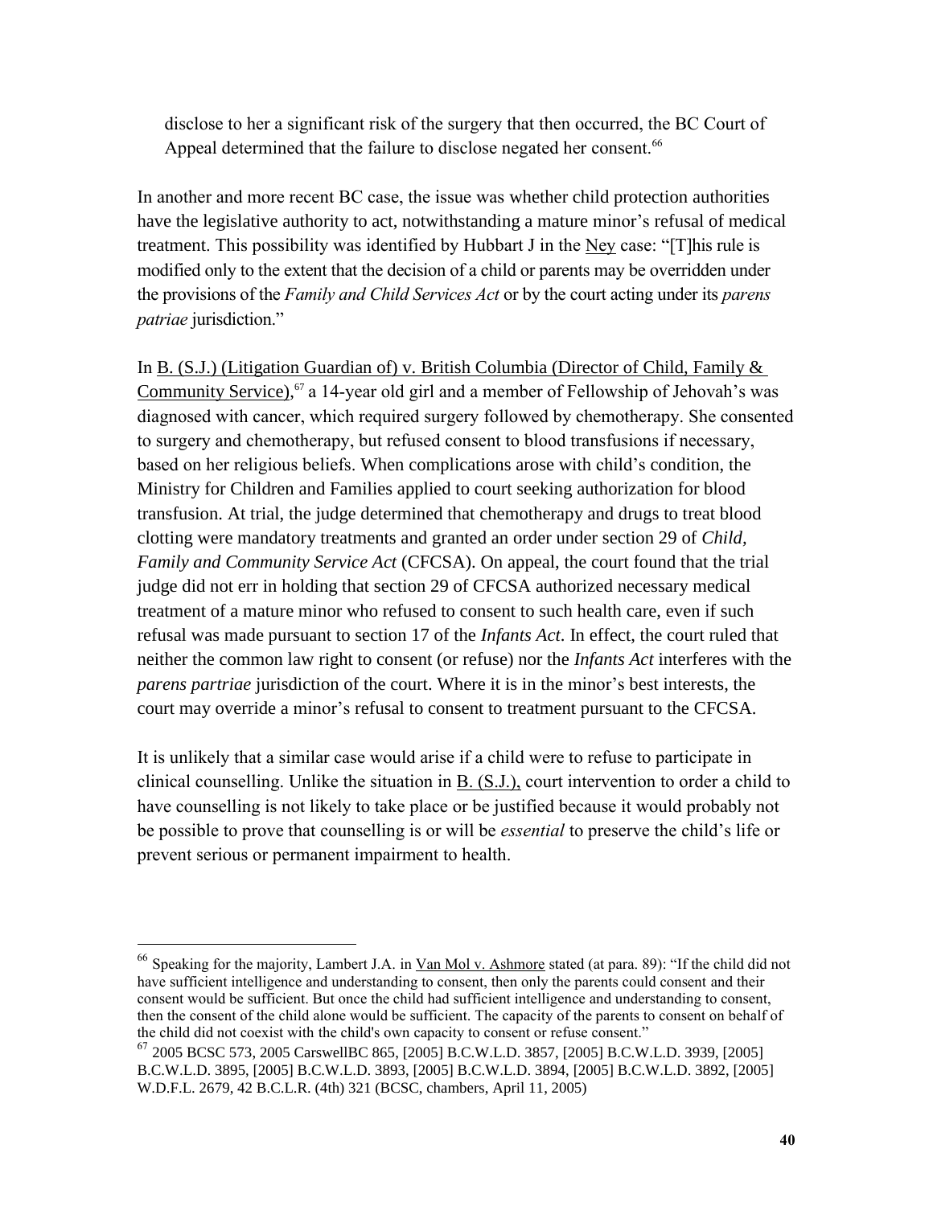disclose to her a significant risk of the surgery that then occurred, the BC Court of Appeal determined that the failure to disclose negated her consent.[66]

In another and more recent BC case, the issue was whether child protection authorities have the legislative authority to act, notwithstanding a mature minor's refusal of medical treatment. This possibility was identified by Hubbart J in the Ney case: "[T]his rule is modified only to the extent that the decision of a child or parents may be overridden under the provisions of the *Family and Child Services Act* or by the court acting under its *parens patriae* jurisdiction."

In B. (S.J.) (Litigation Guardian of) v. British Columbia (Director of Child, Family & Community Service),[67] a 14-year old girl and a member of Fellowship of Jehovah's was diagnosed with cancer, which required surgery followed by chemotherapy. She consented to surgery and chemotherapy, but refused consent to blood transfusions if necessary, based on her religious beliefs. When complications arose with child's condition, the Ministry for Children and Families applied to court seeking authorization for blood transfusion. At trial, the judge determined that chemotherapy and drugs to treat blood clotting were mandatory treatments and granted an order under section 29 of *Child, Family and Community Service Act* (CFCSA). On appeal, the court found that the trial judge did not err in holding that section 29 of CFCSA authorized necessary medical treatment of a mature minor who refused to consent to such health care, even if such refusal was made pursuant to section 17 of the *Infants Act*. In effect, the court ruled that neither the common law right to consent (or refuse) nor the *Infants Act* interferes with the *parens partriae* jurisdiction of the court. Where it is in the minor's best interests, the court may override a minor's refusal to consent to treatment pursuant to the CFCSA.

It is unlikely that a similar case would arise if a child were to refuse to participate in clinical counselling. Unlike the situation in B. (S.J.), court intervention to order a child to have counselling is not likely to take place or be justified because it would probably not be possible to prove that counselling is or will be *essential* to preserve the child's life or prevent serious or permanent impairment to health.

---

[66] Speaking for the majority, Lambert J.A. in Van Mol v. Ashmore stated (at para. 89): "If the child did not have sufficient intelligence and understanding to consent, then only the parents could consent and their consent would be sufficient. But once the child had sufficient intelligence and understanding to consent, then the consent of the child alone would be sufficient. The capacity of the parents to consent on behalf of the child did not coexist with the child's own capacity to consent or refuse consent."

[67] 2005 BCSC 573, 2005 CarswellBC 865, [2005] B.C.W.L.D. 3857, [2005] B.C.W.L.D. 3939, [2005] B.C.W.L.D. 3895, [2005] B.C.W.L.D. 3893, [2005] B.C.W.L.D. 3894, [2005] B.C.W.L.D. 3892, [2005] W.D.F.L. 2679, 42 B.C.L.R. (4th) 321 (BCSC, chambers, April 11, 2005)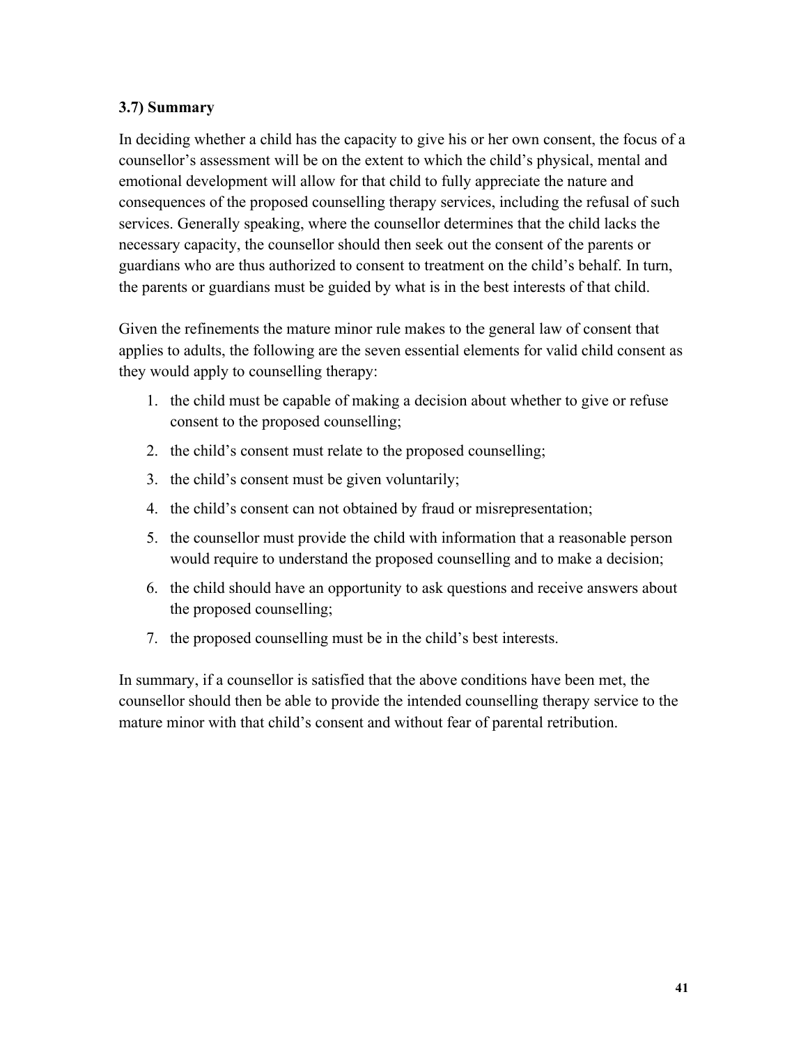### 3.7) Summary

In deciding whether a child has the capacity to give his or her own consent, the focus of a counsellor's assessment will be on the extent to which the child's physical, mental and emotional development will allow for that child to fully appreciate the nature and consequences of the proposed counselling therapy services, including the refusal of such services. Generally speaking, where the counsellor determines that the child lacks the necessary capacity, the counsellor should then seek out the consent of the parents or guardians who are thus authorized to consent to treatment on the child's behalf. In turn, the parents or guardians must be guided by what is in the best interests of that child.

Given the refinements the mature minor rule makes to the general law of consent that applies to adults, the following are the seven essential elements for valid child consent as they would apply to counselling therapy:

1. the child must be capable of making a decision about whether to give or refuse consent to the proposed counselling;
2. the child's consent must relate to the proposed counselling;
3. the child's consent must be given voluntarily;
4. the child's consent can not obtained by fraud or misrepresentation;
5. the counsellor must provide the child with information that a reasonable person would require to understand the proposed counselling and to make a decision;
6. the child should have an opportunity to ask questions and receive answers about the proposed counselling;
7. the proposed counselling must be in the child's best interests.

In summary, if a counsellor is satisfied that the above conditions have been met, the counsellor should then be able to provide the intended counselling therapy service to the mature minor with that child's consent and without fear of parental retribution.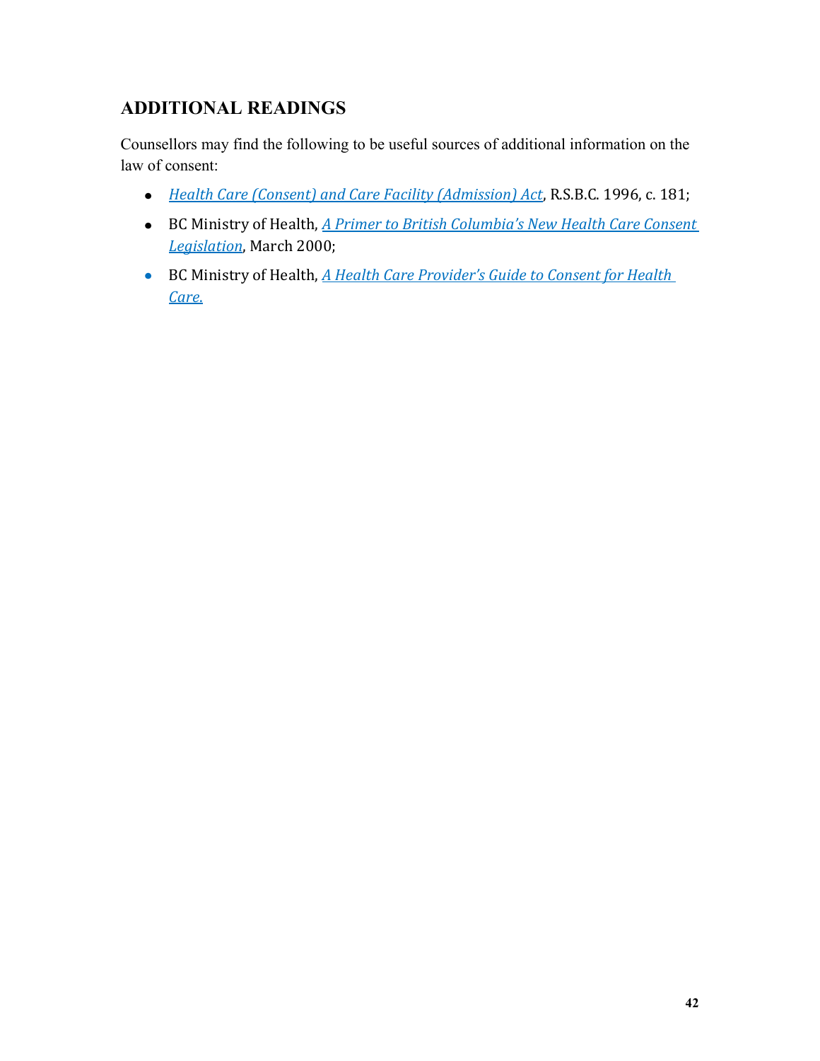## ADDITIONAL READINGS

Counsellors may find the following to be useful sources of additional information on the law of consent:

- *Health Care (Consent) and Care Facility (Admission) Act*, R.S.B.C. 1996, c. 181;
- BC Ministry of Health, *A Primer to British Columbia's New Health Care Consent Legislation*, March 2000;
- BC Ministry of Health, *A Health Care Provider's Guide to Consent for Health Care.*